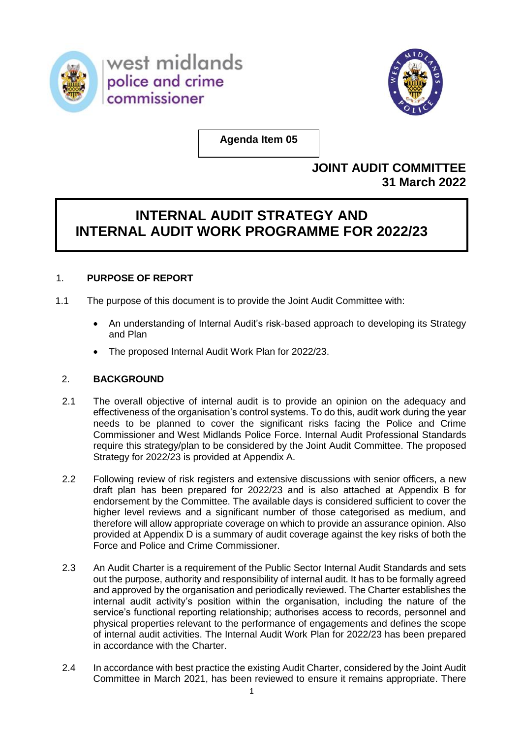west midlands police and crime commissioner

**Agenda Item 05**

**JOINT AUDIT COMMITTEE**
**31 March 2022**

# INTERNAL AUDIT STRATEGY AND INTERNAL AUDIT WORK PROGRAMME FOR 2022/23

## 1. PURPOSE OF REPORT

1.1 The purpose of this document is to provide the Joint Audit Committee with:

- An understanding of Internal Audit's risk-based approach to developing its Strategy and Plan
- The proposed Internal Audit Work Plan for 2022/23.

## 2. BACKGROUND

2.1 The overall objective of internal audit is to provide an opinion on the adequacy and effectiveness of the organisation's control systems. To do this, audit work during the year needs to be planned to cover the significant risks facing the Police and Crime Commissioner and West Midlands Police Force. Internal Audit Professional Standards require this strategy/plan to be considered by the Joint Audit Committee. The proposed Strategy for 2022/23 is provided at Appendix A.

2.2 Following review of risk registers and extensive discussions with senior officers, a new draft plan has been prepared for 2022/23 and is also attached at Appendix B for endorsement by the Committee. The available days is considered sufficient to cover the higher level reviews and a significant number of those categorised as medium, and therefore will allow appropriate coverage on which to provide an assurance opinion. Also provided at Appendix D is a summary of audit coverage against the key risks of both the Force and Police and Crime Commissioner.

2.3 An Audit Charter is a requirement of the Public Sector Internal Audit Standards and sets out the purpose, authority and responsibility of internal audit. It has to be formally agreed and approved by the organisation and periodically reviewed. The Charter establishes the internal audit activity's position within the organisation, including the nature of the service's functional reporting relationship; authorises access to records, personnel and physical properties relevant to the performance of engagements and defines the scope of internal audit activities. The Internal Audit Work Plan for 2022/23 has been prepared in accordance with the Charter.

2.4 In accordance with best practice the existing Audit Charter, considered by the Joint Audit Committee in March 2021, has been reviewed to ensure it remains appropriate. There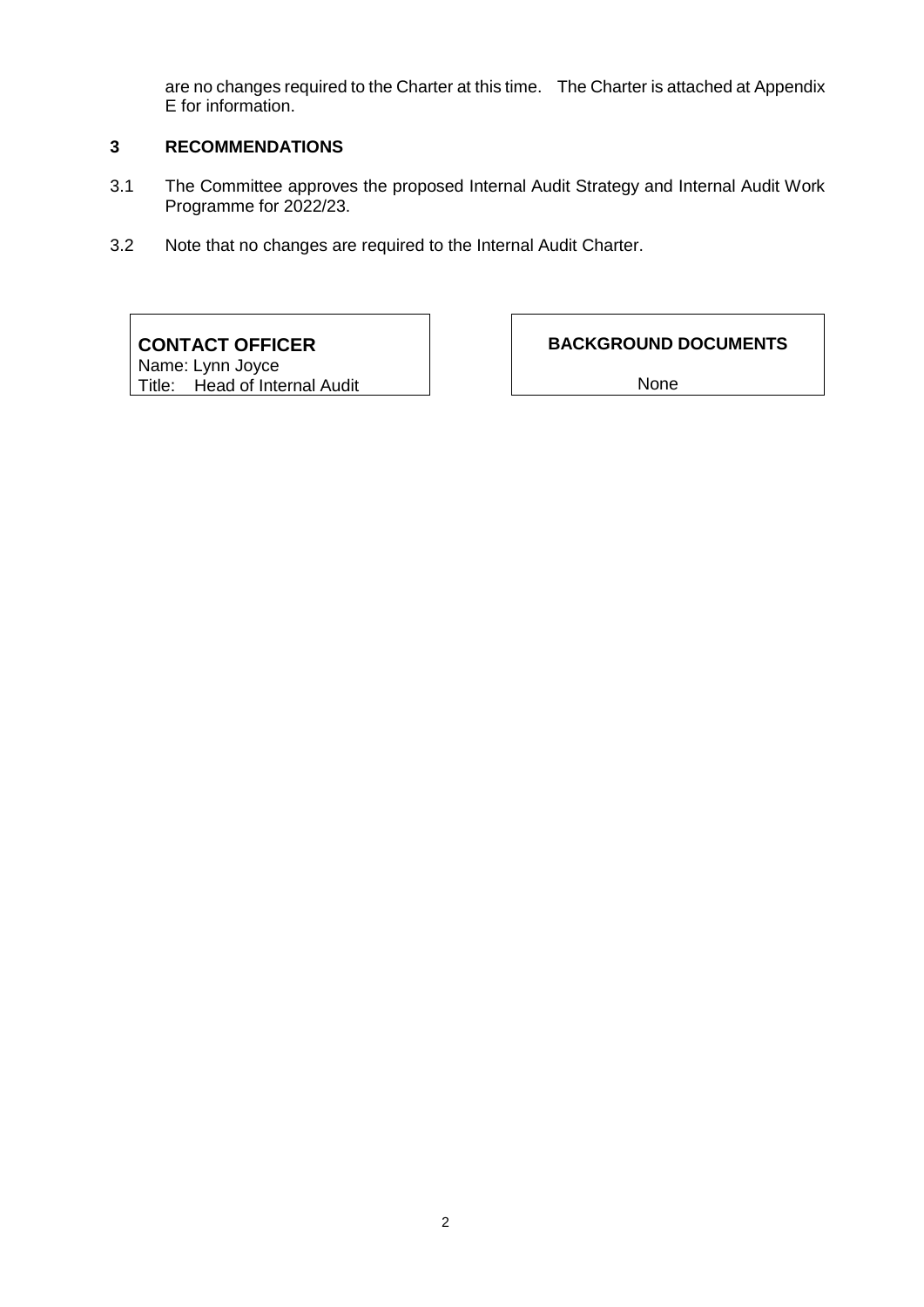are no changes required to the Charter at this time. The Charter is attached at Appendix E for information.

## 3 RECOMMENDATIONS

3.1 The Committee approves the proposed Internal Audit Strategy and Internal Audit Work Programme for 2022/23.

3.2 Note that no changes are required to the Internal Audit Charter.

| CONTACT OFFICER | BACKGROUND DOCUMENTS |
| --- | --- |
| Name: Lynn Joyce<br>Title: Head of Internal Audit | None |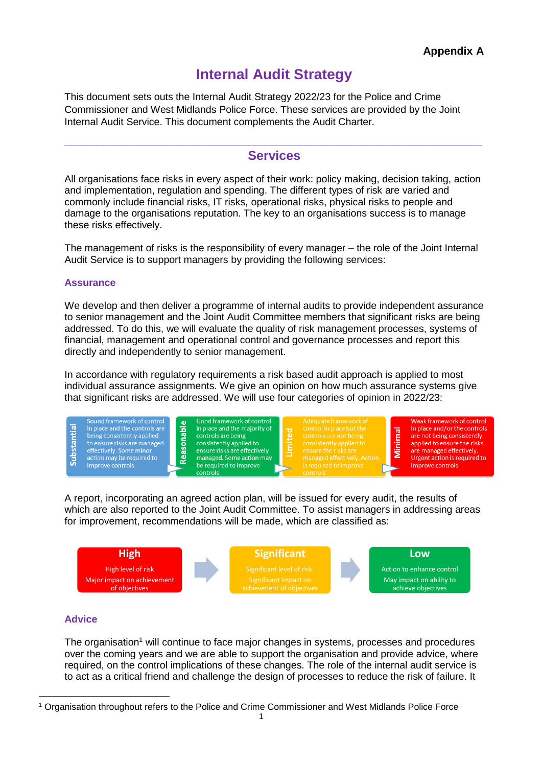**Appendix A**

# Internal Audit Strategy

This document sets outs the Internal Audit Strategy 2022/23 for the Police and Crime Commissioner and West Midlands Police Force. These services are provided by the Joint Internal Audit Service. This document complements the Audit Charter.

---

## Services

All organisations face risks in every aspect of their work: policy making, decision taking, action and implementation, regulation and spending. The different types of risk are varied and commonly include financial risks, IT risks, operational risks, physical risks to people and damage to the organisations reputation. The key to an organisations success is to manage these risks effectively.

The management of risks is the responsibility of every manager – the role of the Joint Internal Audit Service is to support managers by providing the following services:

### Assurance

We develop and then deliver a programme of internal audits to provide independent assurance to senior management and the Joint Audit Committee members that significant risks are being addressed. To do this, we will evaluate the quality of risk management processes, systems of financial, management and operational control and governance processes and report this directly and independently to senior management.

In accordance with regulatory requirements a risk based audit approach is applied to most individual assurance assignments. We give an opinion on how much assurance systems give that significant risks are addressed. We will use four categories of opinion in 2022/23:

**Substantial**
Sound framework of control in place and the controls are being consistently applied to ensure risks are managed effectively. Some minor action may be required to improve controls

**Reasonable**
Good framework of control in place and the majority of controls are being consistently applied to ensure risks are effectively managed. Some action may be required to improve controls.

**Limited**
Adequate framework of control in place but the controls are not being consistently applied to ensure the risks are managed effectively. Action is required to improve controls

**Minimal**
Weak framework of control in place and/or the controls are not being consistently applied to ensure the risks are managed effectively. Urgent action is required to improve controls

A report, incorporating an agreed action plan, will be issued for every audit, the results of which are also reported to the Joint Audit Committee. To assist managers in addressing areas for improvement, recommendations will be made, which are classified as:

**High**
High level of risk
Major impact on achievement of objectives

**Significant**
Significant level of risk.
Significant impact on achievement of objectives

**Low**
Action to enhance control
May impact on ability to achieve objectives

### Advice

The organisation[1] will continue to face major changes in systems, processes and procedures over the coming years and we are able to support the organisation and provide advice, where required, on the control implications of these changes. The role of the internal audit service is to act as a critical friend and challenge the design of processes to reduce the risk of failure. It

[1] Organisation throughout refers to the Police and Crime Commissioner and West Midlands Police Force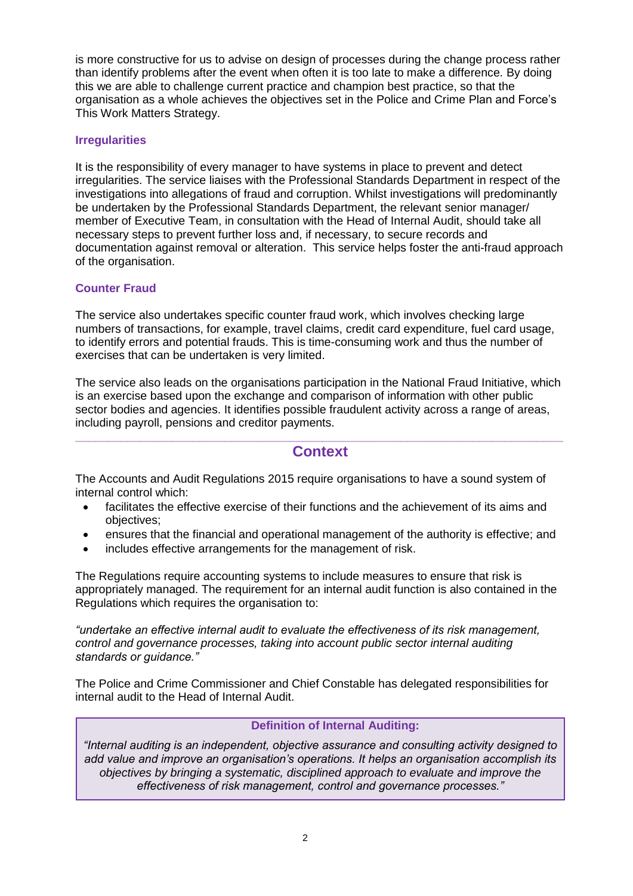is more constructive for us to advise on design of processes during the change process rather than identify problems after the event when often it is too late to make a difference. By doing this we are able to challenge current practice and champion best practice, so that the organisation as a whole achieves the objectives set in the Police and Crime Plan and Force's This Work Matters Strategy.

### Irregularities

It is the responsibility of every manager to have systems in place to prevent and detect irregularities. The service liaises with the Professional Standards Department in respect of the investigations into allegations of fraud and corruption. Whilst investigations will predominantly be undertaken by the Professional Standards Department, the relevant senior manager/ member of Executive Team, in consultation with the Head of Internal Audit, should take all necessary steps to prevent further loss and, if necessary, to secure records and documentation against removal or alteration. This service helps foster the anti-fraud approach of the organisation.

### Counter Fraud

The service also undertakes specific counter fraud work, which involves checking large numbers of transactions, for example, travel claims, credit card expenditure, fuel card usage, to identify errors and potential frauds. This is time-consuming work and thus the number of exercises that can be undertaken is very limited.

The service also leads on the organisations participation in the National Fraud Initiative, which is an exercise based upon the exchange and comparison of information with other public sector bodies and agencies. It identifies possible fraudulent activity across a range of areas, including payroll, pensions and creditor payments.

---

## Context

The Accounts and Audit Regulations 2015 require organisations to have a sound system of internal control which:

- facilitates the effective exercise of their functions and the achievement of its aims and objectives;
- ensures that the financial and operational management of the authority is effective; and
- includes effective arrangements for the management of risk.

The Regulations require accounting systems to include measures to ensure that risk is appropriately managed. The requirement for an internal audit function is also contained in the Regulations which requires the organisation to:

*"undertake an effective internal audit to evaluate the effectiveness of its risk management, control and governance processes, taking into account public sector internal auditing standards or guidance."*

The Police and Crime Commissioner and Chief Constable has delegated responsibilities for internal audit to the Head of Internal Audit.

**Definition of Internal Auditing:**

*"Internal auditing is an independent, objective assurance and consulting activity designed to add value and improve an organisation's operations. It helps an organisation accomplish its objectives by bringing a systematic, disciplined approach to evaluate and improve the effectiveness of risk management, control and governance processes."*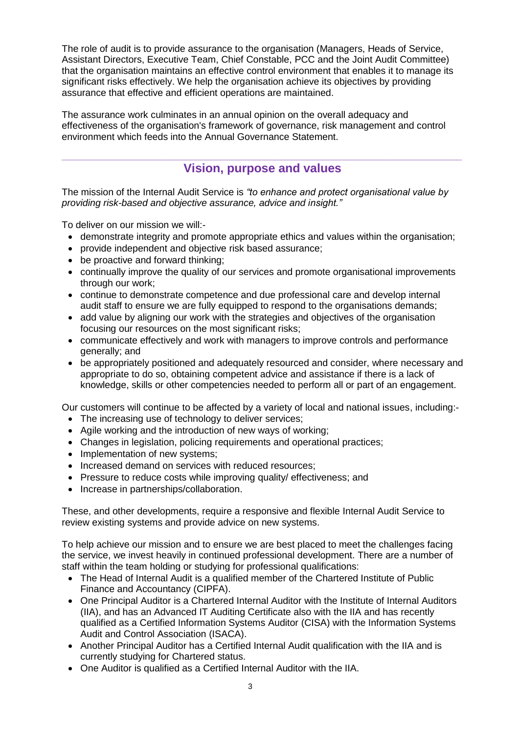The role of audit is to provide assurance to the organisation (Managers, Heads of Service, Assistant Directors, Executive Team, Chief Constable, PCC and the Joint Audit Committee) that the organisation maintains an effective control environment that enables it to manage its significant risks effectively. We help the organisation achieve its objectives by providing assurance that effective and efficient operations are maintained.

The assurance work culminates in an annual opinion on the overall adequacy and effectiveness of the organisation's framework of governance, risk management and control environment which feeds into the Annual Governance Statement.

## Vision, purpose and values

The mission of the Internal Audit Service is *"to enhance and protect organisational value by providing risk-based and objective assurance, advice and insight."*

To deliver on our mission we will:-

- demonstrate integrity and promote appropriate ethics and values within the organisation;
- provide independent and objective risk based assurance;
- be proactive and forward thinking;
- continually improve the quality of our services and promote organisational improvements through our work;
- continue to demonstrate competence and due professional care and develop internal audit staff to ensure we are fully equipped to respond to the organisations demands;
- add value by aligning our work with the strategies and objectives of the organisation focusing our resources on the most significant risks;
- communicate effectively and work with managers to improve controls and performance generally; and
- be appropriately positioned and adequately resourced and consider, where necessary and appropriate to do so, obtaining competent advice and assistance if there is a lack of knowledge, skills or other competencies needed to perform all or part of an engagement.

Our customers will continue to be affected by a variety of local and national issues, including:-

- The increasing use of technology to deliver services;
- Agile working and the introduction of new ways of working;
- Changes in legislation, policing requirements and operational practices;
- Implementation of new systems;
- Increased demand on services with reduced resources;
- Pressure to reduce costs while improving quality/ effectiveness; and
- Increase in partnerships/collaboration.

These, and other developments, require a responsive and flexible Internal Audit Service to review existing systems and provide advice on new systems.

To help achieve our mission and to ensure we are best placed to meet the challenges facing the service, we invest heavily in continued professional development. There are a number of staff within the team holding or studying for professional qualifications:

- The Head of Internal Audit is a qualified member of the Chartered Institute of Public Finance and Accountancy (CIPFA).
- One Principal Auditor is a Chartered Internal Auditor with the Institute of Internal Auditors (IIA), and has an Advanced IT Auditing Certificate also with the IIA and has recently qualified as a Certified Information Systems Auditor (CISA) with the Information Systems Audit and Control Association (ISACA).
- Another Principal Auditor has a Certified Internal Audit qualification with the IIA and is currently studying for Chartered status.
- One Auditor is qualified as a Certified Internal Auditor with the IIA.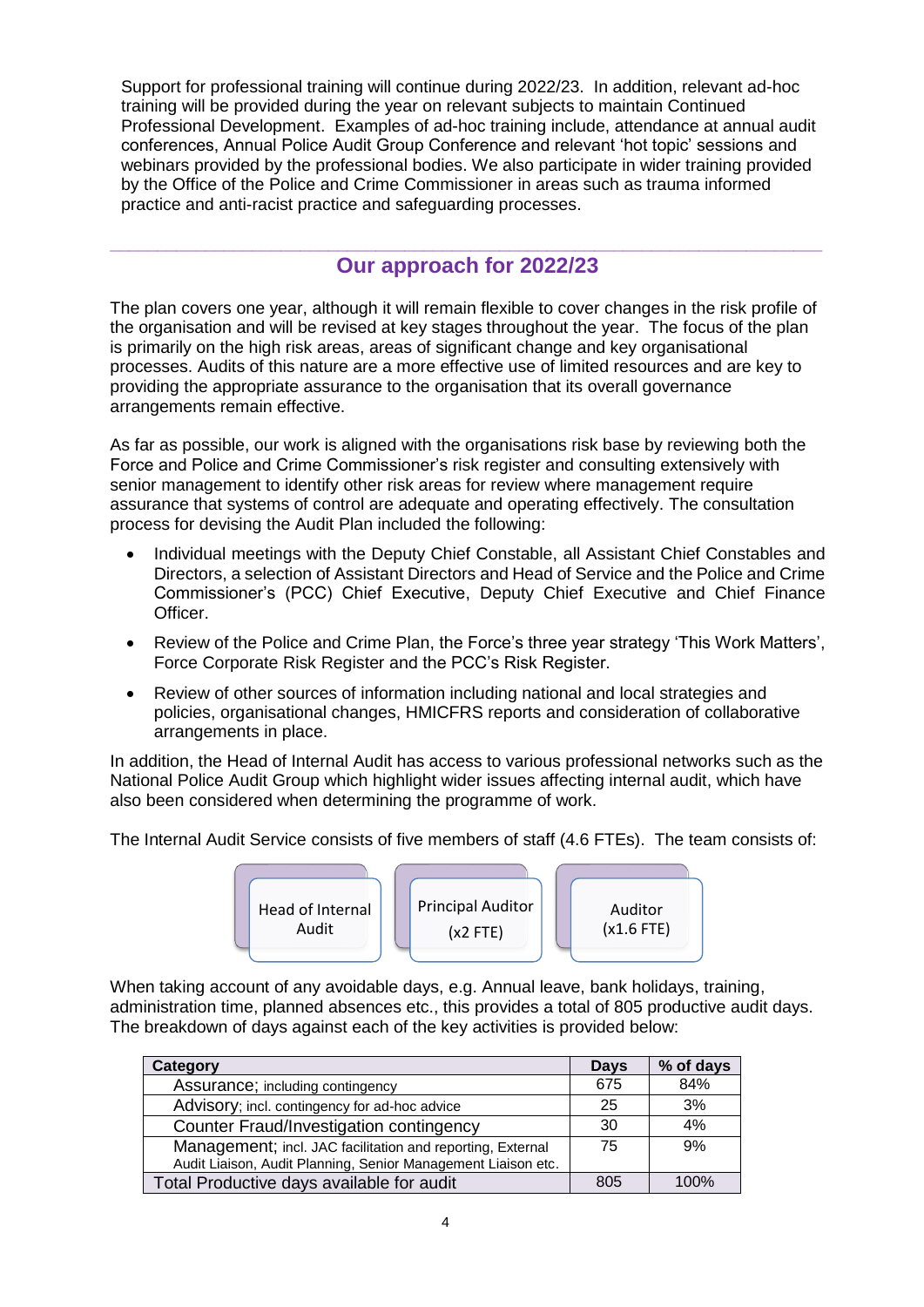Support for professional training will continue during 2022/23. In addition, relevant ad-hoc training will be provided during the year on relevant subjects to maintain Continued Professional Development. Examples of ad-hoc training include, attendance at annual audit conferences, Annual Police Audit Group Conference and relevant 'hot topic' sessions and webinars provided by the professional bodies. We also participate in wider training provided by the Office of the Police and Crime Commissioner in areas such as trauma informed practice and anti-racist practice and safeguarding processes.

## Our approach for 2022/23

The plan covers one year, although it will remain flexible to cover changes in the risk profile of the organisation and will be revised at key stages throughout the year. The focus of the plan is primarily on the high risk areas, areas of significant change and key organisational processes. Audits of this nature are a more effective use of limited resources and are key to providing the appropriate assurance to the organisation that its overall governance arrangements remain effective.

As far as possible, our work is aligned with the organisations risk base by reviewing both the Force and Police and Crime Commissioner's risk register and consulting extensively with senior management to identify other risk areas for review where management require assurance that systems of control are adequate and operating effectively. The consultation process for devising the Audit Plan included the following:

- Individual meetings with the Deputy Chief Constable, all Assistant Chief Constables and Directors, a selection of Assistant Directors and Head of Service and the Police and Crime Commissioner's (PCC) Chief Executive, Deputy Chief Executive and Chief Finance Officer.
- Review of the Police and Crime Plan, the Force's three year strategy 'This Work Matters', Force Corporate Risk Register and the PCC's Risk Register.
- Review of other sources of information including national and local strategies and policies, organisational changes, HMICFRS reports and consideration of collaborative arrangements in place.

In addition, the Head of Internal Audit has access to various professional networks such as the National Police Audit Group which highlight wider issues affecting internal audit, which have also been considered when determining the programme of work.

The Internal Audit Service consists of five members of staff (4.6 FTEs). The team consists of:

Head of Internal Audit

Principal Auditor (x2 FTE)

Auditor (x1.6 FTE)

When taking account of any avoidable days, e.g. Annual leave, bank holidays, training, administration time, planned absences etc., this provides a total of 805 productive audit days. The breakdown of days against each of the key activities is provided below:

| Category | Days | % of days |
|---|---|---|
| Assurance; including contingency | 675 | 84% |
| Advisory; incl. contingency for ad-hoc advice | 25 | 3% |
| Counter Fraud/Investigation contingency | 30 | 4% |
| Management; incl. JAC facilitation and reporting, External Audit Liaison, Audit Planning, Senior Management Liaison etc. | 75 | 9% |
| Total Productive days available for audit | 805 | 100% |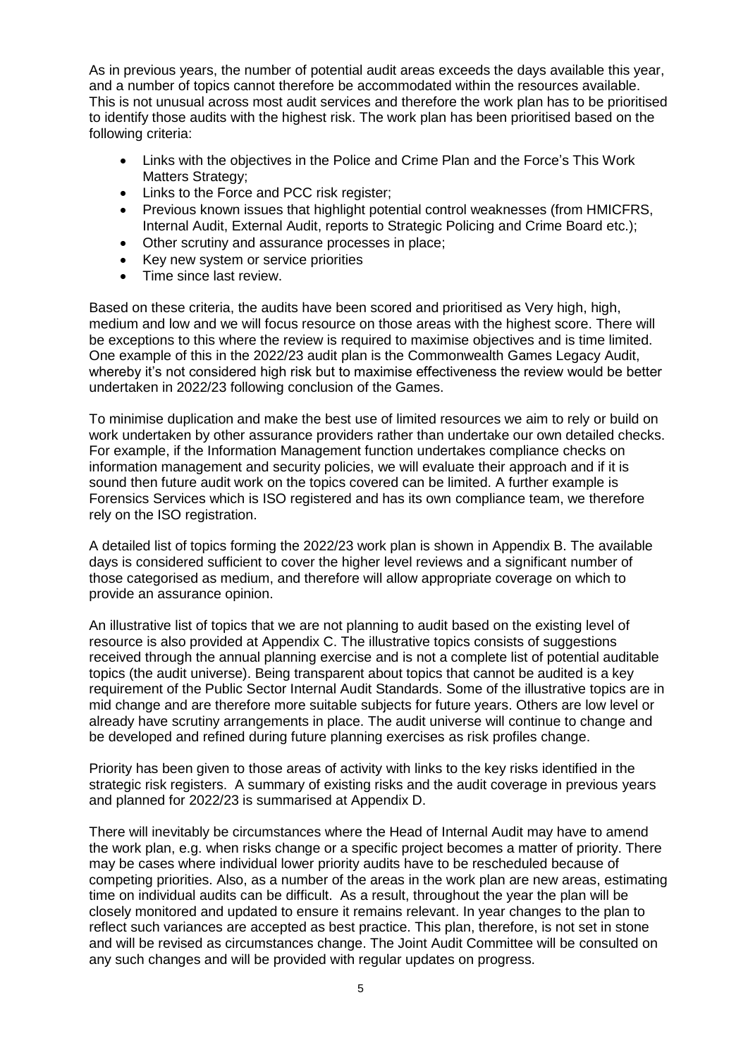As in previous years, the number of potential audit areas exceeds the days available this year, and a number of topics cannot therefore be accommodated within the resources available. This is not unusual across most audit services and therefore the work plan has to be prioritised to identify those audits with the highest risk. The work plan has been prioritised based on the following criteria:

- Links with the objectives in the Police and Crime Plan and the Force's This Work Matters Strategy;
- Links to the Force and PCC risk register;
- Previous known issues that highlight potential control weaknesses (from HMICFRS, Internal Audit, External Audit, reports to Strategic Policing and Crime Board etc.);
- Other scrutiny and assurance processes in place;
- Key new system or service priorities
- Time since last review.

Based on these criteria, the audits have been scored and prioritised as Very high, high, medium and low and we will focus resource on those areas with the highest score. There will be exceptions to this where the review is required to maximise objectives and is time limited. One example of this in the 2022/23 audit plan is the Commonwealth Games Legacy Audit, whereby it's not considered high risk but to maximise effectiveness the review would be better undertaken in 2022/23 following conclusion of the Games.

To minimise duplication and make the best use of limited resources we aim to rely or build on work undertaken by other assurance providers rather than undertake our own detailed checks. For example, if the Information Management function undertakes compliance checks on information management and security policies, we will evaluate their approach and if it is sound then future audit work on the topics covered can be limited. A further example is Forensics Services which is ISO registered and has its own compliance team, we therefore rely on the ISO registration.

A detailed list of topics forming the 2022/23 work plan is shown in Appendix B. The available days is considered sufficient to cover the higher level reviews and a significant number of those categorised as medium, and therefore will allow appropriate coverage on which to provide an assurance opinion.

An illustrative list of topics that we are not planning to audit based on the existing level of resource is also provided at Appendix C. The illustrative topics consists of suggestions received through the annual planning exercise and is not a complete list of potential auditable topics (the audit universe). Being transparent about topics that cannot be audited is a key requirement of the Public Sector Internal Audit Standards. Some of the illustrative topics are in mid change and are therefore more suitable subjects for future years. Others are low level or already have scrutiny arrangements in place. The audit universe will continue to change and be developed and refined during future planning exercises as risk profiles change.

Priority has been given to those areas of activity with links to the key risks identified in the strategic risk registers. A summary of existing risks and the audit coverage in previous years and planned for 2022/23 is summarised at Appendix D.

There will inevitably be circumstances where the Head of Internal Audit may have to amend the work plan, e.g. when risks change or a specific project becomes a matter of priority. There may be cases where individual lower priority audits have to be rescheduled because of competing priorities. Also, as a number of the areas in the work plan are new areas, estimating time on individual audits can be difficult. As a result, throughout the year the plan will be closely monitored and updated to ensure it remains relevant. In year changes to the plan to reflect such variances are accepted as best practice. This plan, therefore, is not set in stone and will be revised as circumstances change. The Joint Audit Committee will be consulted on any such changes and will be provided with regular updates on progress.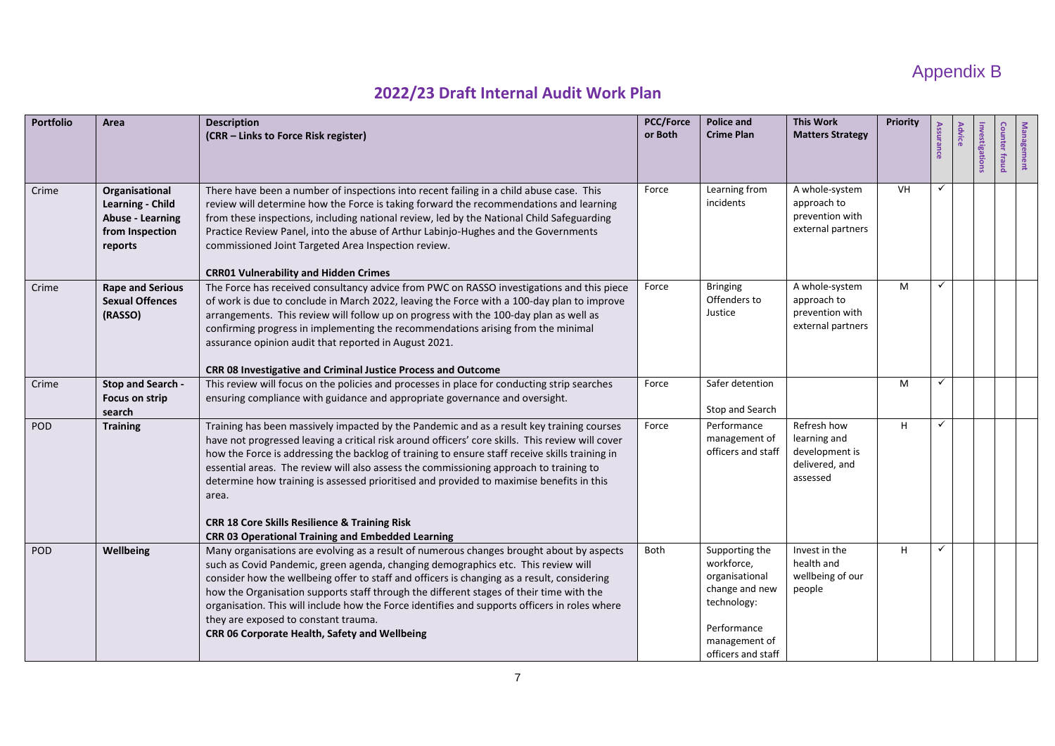Appendix B

# 2022/23 Draft Internal Audit Work Plan

| Portfolio | Area | Description<br>(CRR – Links to Force Risk register) | PCC/Force or Both | Police and Crime Plan | This Work Matters Strategy | Priority | Assurance | Advice | Investigations | Counter fraud | Management |
|---|---|---|---|---|---|---|---|---|---|---|---|
| Crime | **Organisational Learning - Child Abuse - Learning from Inspection reports** | There have been a number of inspections into recent failing in a child abuse case. This review will determine how the Force is taking forward the recommendations and learning from these inspections, including national review, led by the National Child Safeguarding Practice Review Panel, into the abuse of Arthur Labinjo-Hughes and the Governments commissioned Joint Targeted Area Inspection review.<br><br>**CRR01 Vulnerability and Hidden Crimes** | Force | Learning from incidents | A whole-system approach to prevention with external partners | VH | ✓ | | | | |
| Crime | **Rape and Serious Sexual Offences (RASSO)** | The Force has received consultancy advice from PWC on RASSO investigations and this piece of work is due to conclude in March 2022, leaving the Force with a 100-day plan to improve arrangements. This review will follow up on progress with the 100-day plan as well as confirming progress in implementing the recommendations arising from the minimal assurance opinion audit that reported in August 2021.<br><br>**CRR 08 Investigative and Criminal Justice Process and Outcome** | Force | Bringing Offenders to Justice | A whole-system approach to prevention with external partners | M | ✓ | | | | |
| Crime | **Stop and Search - Focus on strip search** | This review will focus on the policies and processes in place for conducting strip searches ensuring compliance with guidance and appropriate governance and oversight. | Force | Safer detention<br><br>Stop and Search | | M | ✓ | | | | |
| POD | **Training** | Training has been massively impacted by the Pandemic and as a result key training courses have not progressed leaving a critical risk around officers' core skills. This review will cover how the Force is addressing the backlog of training to ensure staff receive skills training in essential areas. The review will also assess the commissioning approach to training to determine how training is assessed prioritised and provided to maximise benefits in this area.<br><br>**CRR 18 Core Skills Resilience & Training Risk**<br>**CRR 03 Operational Training and Embedded Learning** | Force | Performance management of officers and staff | Refresh how learning and development is delivered, and assessed | H | ✓ | | | | |
| POD | **Wellbeing** | Many organisations are evolving as a result of numerous changes brought about by aspects such as Covid Pandemic, green agenda, changing demographics etc. This review will consider how the wellbeing offer to staff and officers is changing as a result, considering how the Organisation supports staff through the different stages of their time with the organisation. This will include how the Force identifies and supports officers in roles where they are exposed to constant trauma.<br>**CRR 06 Corporate Health, Safety and Wellbeing** | Both | Supporting the workforce, organisational change and new technology:<br><br>Performance management of officers and staff | Invest in the health and wellbeing of our people | H | ✓ | | | | |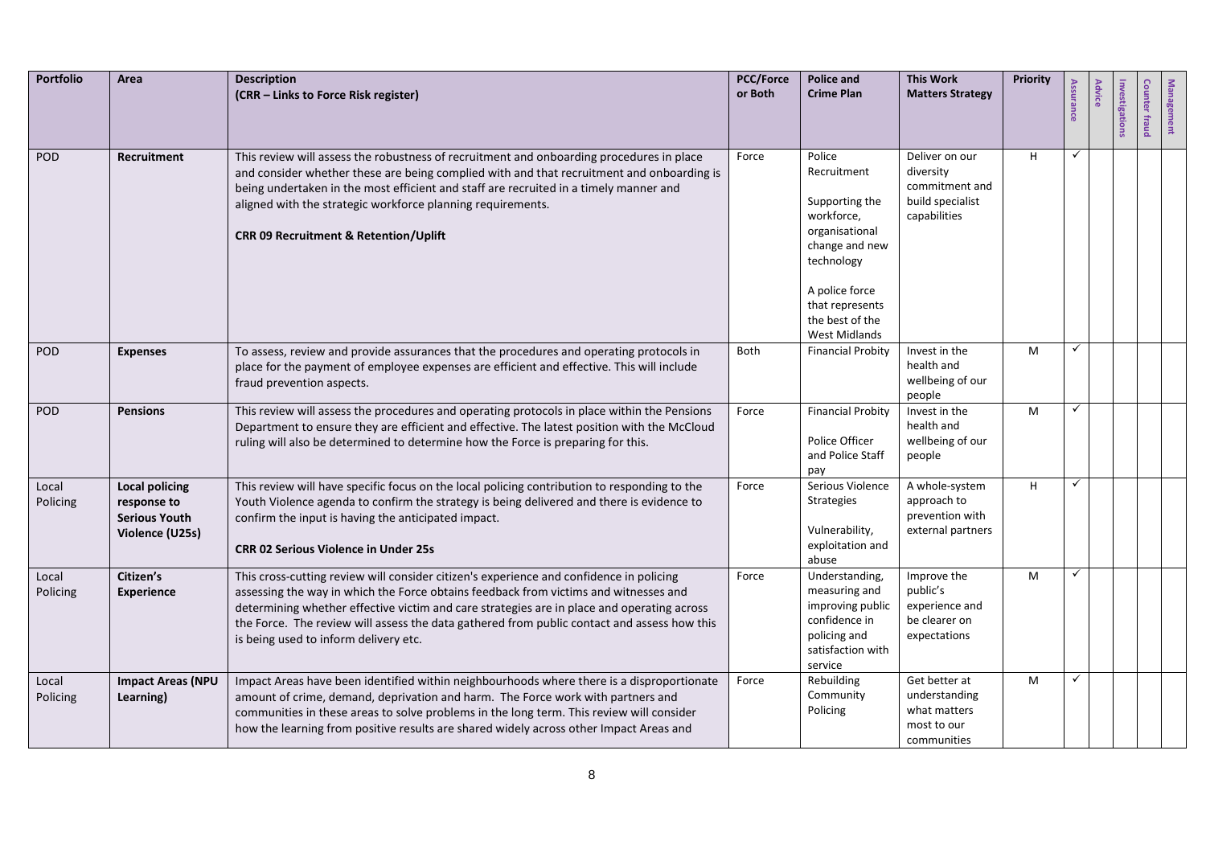| Portfolio | Area | Description<br>(CRR – Links to Force Risk register) | PCC/Force or Both | Police and Crime Plan | This Work Matters Strategy | Priority | Assurance | Advice | Investigations | Counter fraud | Management |
|---|---|---|---|---|---|---|---|---|---|---|---|
| POD | **Recruitment** | This review will assess the robustness of recruitment and onboarding procedures in place and consider whether these are being complied with and that recruitment and onboarding is being undertaken in the most efficient and staff are recruited in a timely manner and aligned with the strategic workforce planning requirements.<br><br>**CRR 09 Recruitment & Retention/Uplift** | Force | Police Recruitment<br><br>Supporting the workforce, organisational change and new technology<br><br>A police force that represents the best of the West Midlands | Deliver on our diversity commitment and build specialist capabilities | H | ✓ | | | | |
| POD | **Expenses** | To assess, review and provide assurances that the procedures and operating protocols in place for the payment of employee expenses are efficient and effective. This will include fraud prevention aspects. | Both | Financial Probity | Invest in the health and wellbeing of our people | M | ✓ | | | | |
| POD | **Pensions** | This review will assess the procedures and operating protocols in place within the Pensions Department to ensure they are efficient and effective. The latest position with the McCloud ruling will also be determined to determine how the Force is preparing for this. | Force | Financial Probity<br><br>Police Officer and Police Staff pay | Invest in the health and wellbeing of our people | M | ✓ | | | | |
| Local Policing | **Local policing response to Serious Youth Violence (U25s)** | This review will have specific focus on the local policing contribution to responding to the Youth Violence agenda to confirm the strategy is being delivered and there is evidence to confirm the input is having the anticipated impact.<br><br>**CRR 02 Serious Violence in Under 25s** | Force | Serious Violence Strategies<br><br>Vulnerability, exploitation and abuse | A whole-system approach to prevention with external partners | H | ✓ | | | | |
| Local Policing | **Citizen's Experience** | This cross-cutting review will consider citizen's experience and confidence in policing assessing the way in which the Force obtains feedback from victims and witnesses and determining whether effective victim and care strategies are in place and operating across the Force. The review will assess the data gathered from public contact and assess how this is being used to inform delivery etc. | Force | Understanding, measuring and improving public confidence in policing and satisfaction with service | Improve the public's experience and be clearer on expectations | M | ✓ | | | | |
| Local Policing | **Impact Areas (NPU Learning)** | Impact Areas have been identified within neighbourhoods where there is a disproportionate amount of crime, demand, deprivation and harm. The Force work with partners and communities in these areas to solve problems in the long term. This review will consider how the learning from positive results are shared widely across other Impact Areas and | Force | Rebuilding Community Policing | Get better at understanding what matters most to our communities | M | ✓ | | | | |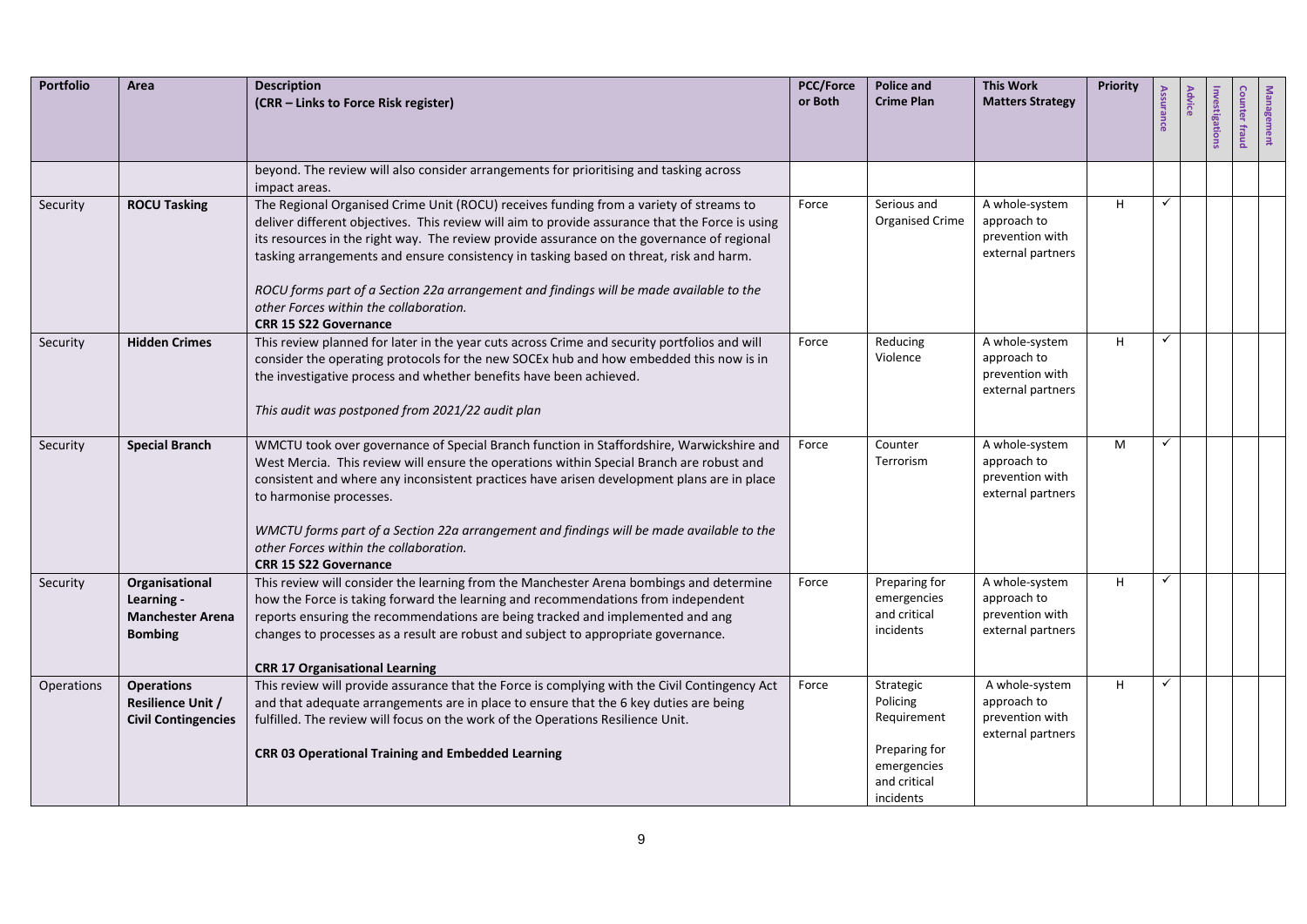| Portfolio | Area | Description (CRR – Links to Force Risk register) | PCC/Force or Both | Police and Crime Plan | This Work Matters Strategy | Priority | Assurance | Advice | Investigations | Counter fraud | Management |
|---|---|---|---|---|---|---|---|---|---|---|---|
| | | beyond. The review will also consider arrangements for prioritising and tasking across impact areas. | | | | | | | | | |
| Security | **ROCU Tasking** | The Regional Organised Crime Unit (ROCU) receives funding from a variety of streams to deliver different objectives. This review will aim to provide assurance that the Force is using its resources in the right way. The review provide assurance on the governance of regional tasking arrangements and ensure consistency in tasking based on threat, risk and harm.<br><br>*ROCU forms part of a Section 22a arrangement and findings will be made available to the other Forces within the collaboration.*<br>**CRR 15 S22 Governance** | Force | Serious and Organised Crime | A whole-system approach to prevention with external partners | H | ✓ | | | | |
| Security | **Hidden Crimes** | This review planned for later in the year cuts across Crime and security portfolios and will consider the operating protocols for the new SOCEx hub and how embedded this now is in the investigative process and whether benefits have been achieved.<br><br>*This audit was postponed from 2021/22 audit plan* | Force | Reducing Violence | A whole-system approach to prevention with external partners | H | ✓ | | | | |
| Security | **Special Branch** | WMCTU took over governance of Special Branch function in Staffordshire, Warwickshire and West Mercia. This review will ensure the operations within Special Branch are robust and consistent and where any inconsistent practices have arisen development plans are in place to harmonise processes.<br><br>*WMCTU forms part of a Section 22a arrangement and findings will be made available to the other Forces within the collaboration.*<br>**CRR 15 S22 Governance** | Force | Counter Terrorism | A whole-system approach to prevention with external partners | M | ✓ | | | | |
| Security | **Organisational Learning - Manchester Arena Bombing** | This review will consider the learning from the Manchester Arena bombings and determine how the Force is taking forward the learning and recommendations from independent reports ensuring the recommendations are being tracked and implemented and ang changes to processes as a result are robust and subject to appropriate governance.<br><br>**CRR 17 Organisational Learning** | Force | Preparing for emergencies and critical incidents | A whole-system approach to prevention with external partners | H | ✓ | | | | |
| Operations | **Operations Resilience Unit / Civil Contingencies** | This review will provide assurance that the Force is complying with the Civil Contingency Act and that adequate arrangements are in place to ensure that the 6 key duties are being fulfilled. The review will focus on the work of the Operations Resilience Unit.<br><br>**CRR 03 Operational Training and Embedded Learning** | Force | Strategic Policing Requirement<br><br>Preparing for emergencies and critical incidents | A whole-system approach to prevention with external partners | H | ✓ | | | | |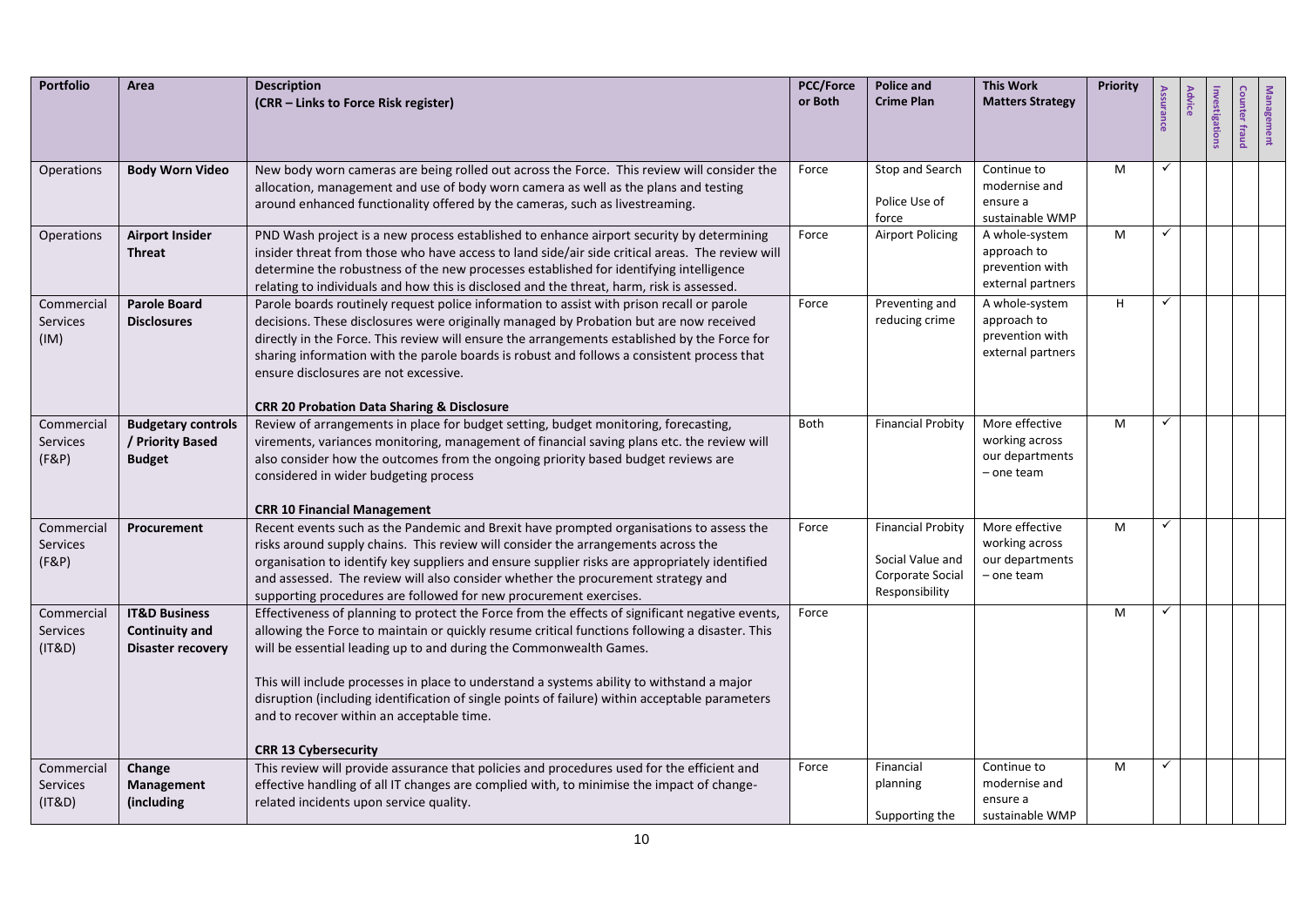| Portfolio | Area | Description (CRR – Links to Force Risk register) | PCC/Force or Both | Police and Crime Plan | This Work Matters Strategy | Priority | Assurance | Advice | Investigations | Counter fraud | Management |
|---|---|---|---|---|---|---|---|---|---|---|---|
| Operations | **Body Worn Video** | New body worn cameras are being rolled out across the Force. This review will consider the allocation, management and use of body worn camera as well as the plans and testing around enhanced functionality offered by the cameras, such as livestreaming. | Force | Stop and Search<br><br>Police Use of force | Continue to modernise and ensure a sustainable WMP | M | ✓ | | | | |
| Operations | **Airport Insider Threat** | PND Wash project is a new process established to enhance airport security by determining insider threat from those who have access to land side/air side critical areas. The review will determine the robustness of the new processes established for identifying intelligence relating to individuals and how this is disclosed and the threat, harm, risk is assessed. | Force | Airport Policing | A whole-system approach to prevention with external partners | M | ✓ | | | | |
| Commercial Services (IM) | **Parole Board Disclosures** | Parole boards routinely request police information to assist with prison recall or parole decisions. These disclosures were originally managed by Probation but are now received directly in the Force. This review will ensure the arrangements established by the Force for sharing information with the parole boards is robust and follows a consistent process that ensure disclosures are not excessive.<br><br>**CRR 20 Probation Data Sharing & Disclosure** | Force | Preventing and reducing crime | A whole-system approach to prevention with external partners | H | ✓ | | | | |
| Commercial Services (F&P) | **Budgetary controls / Priority Based Budget** | Review of arrangements in place for budget setting, budget monitoring, forecasting, virements, variances monitoring, management of financial saving plans etc. the review will also consider how the outcomes from the ongoing priority based budget reviews are considered in wider budgeting process<br><br>**CRR 10 Financial Management** | Both | Financial Probity | More effective working across our departments – one team | M | ✓ | | | | |
| Commercial Services (F&P) | **Procurement** | Recent events such as the Pandemic and Brexit have prompted organisations to assess the risks around supply chains. This review will consider the arrangements across the organisation to identify key suppliers and ensure supplier risks are appropriately identified and assessed. The review will also consider whether the procurement strategy and supporting procedures are followed for new procurement exercises. | Force | Financial Probity<br><br>Social Value and Corporate Social Responsibility | More effective working across our departments – one team | M | ✓ | | | | |
| Commercial Services (IT&D) | **IT&D Business Continuity and Disaster recovery** | Effectiveness of planning to protect the Force from the effects of significant negative events, allowing the Force to maintain or quickly resume critical functions following a disaster. This will be essential leading up to and during the Commonwealth Games.<br><br>This will include processes in place to understand a systems ability to withstand a major disruption (including identification of single points of failure) within acceptable parameters and to recover within an acceptable time.<br><br>**CRR 13 Cybersecurity** | Force | | | M | ✓ | | | | |
| Commercial Services (IT&D) | **Change Management (including** | This review will provide assurance that policies and procedures used for the efficient and effective handling of all IT changes are complied with, to minimise the impact of change-related incidents upon service quality. | Force | Financial planning<br><br>Supporting the | Continue to modernise and ensure a sustainable WMP | M | ✓ | | | | |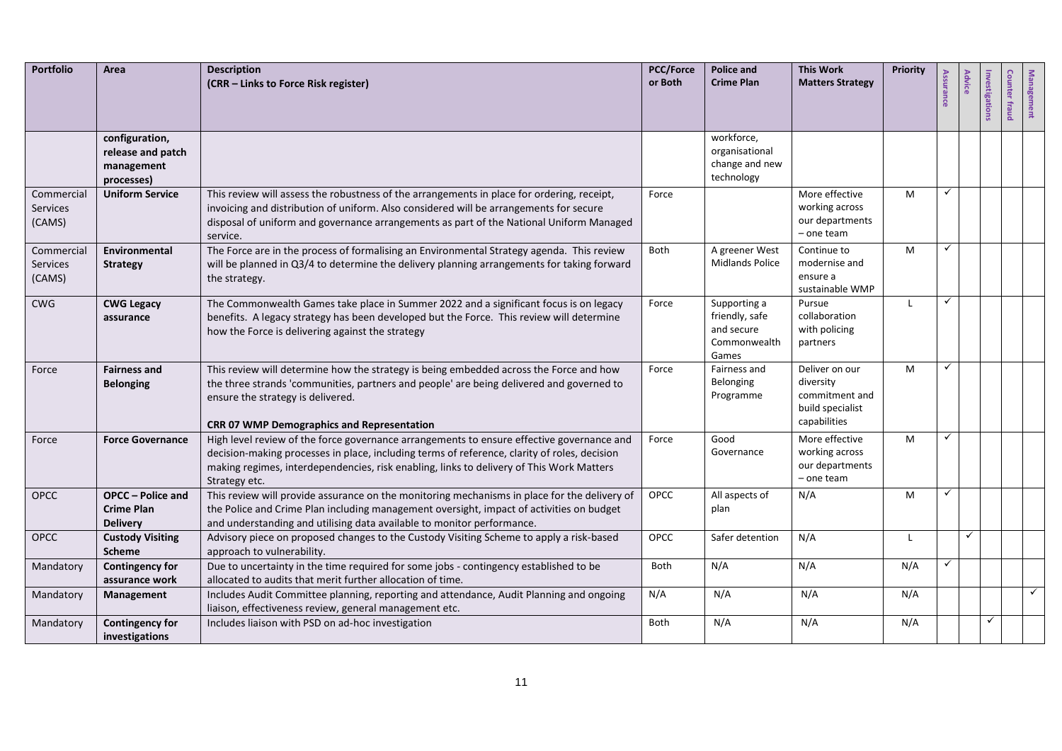| Portfolio | Area | Description (CRR – Links to Force Risk register) | PCC/Force or Both | Police and Crime Plan | This Work Matters Strategy | Priority | Assurance | Advice | Investigations | Counter fraud | Management |
|---|---|---|---|---|---|---|---|---|---|---|---|
| | **configuration, release and patch management processes)** | | | workforce, organisational change and new technology | | | | | | | |
| Commercial Services (CAMS) | **Uniform Service** | This review will assess the robustness of the arrangements in place for ordering, receipt, invoicing and distribution of uniform. Also considered will be arrangements for secure disposal of uniform and governance arrangements as part of the National Uniform Managed service. | Force | | More effective working across our departments – one team | M | ✓ | | | | |
| Commercial Services (CAMS) | **Environmental Strategy** | The Force are in the process of formalising an Environmental Strategy agenda. This review will be planned in Q3/4 to determine the delivery planning arrangements for taking forward the strategy. | Both | A greener West Midlands Police | Continue to modernise and ensure a sustainable WMP | M | ✓ | | | | |
| CWG | **CWG Legacy assurance** | The Commonwealth Games take place in Summer 2022 and a significant focus is on legacy benefits. A legacy strategy has been developed but the Force. This review will determine how the Force is delivering against the strategy | Force | Supporting a friendly, safe and secure Commonwealth Games | Pursue collaboration with policing partners | L | ✓ | | | | |
| Force | **Fairness and Belonging** | This review will determine how the strategy is being embedded across the Force and how the three strands 'communities, partners and people' are being delivered and governed to ensure the strategy is delivered.<br><br>**CRR 07 WMP Demographics and Representation** | Force | Fairness and Belonging Programme | Deliver on our diversity commitment and build specialist capabilities | M | ✓ | | | | |
| Force | **Force Governance** | High level review of the force governance arrangements to ensure effective governance and decision-making processes in place, including terms of reference, clarity of roles, decision making regimes, interdependencies, risk enabling, links to delivery of This Work Matters Strategy etc. | Force | Good Governance | More effective working across our departments – one team | M | ✓ | | | | |
| OPCC | **OPCC – Police and Crime Plan Delivery** | This review will provide assurance on the monitoring mechanisms in place for the delivery of the Police and Crime Plan including management oversight, impact of activities on budget and understanding and utilising data available to monitor performance. | OPCC | All aspects of plan | N/A | M | ✓ | | | | |
| OPCC | **Custody Visiting Scheme** | Advisory piece on proposed changes to the Custody Visiting Scheme to apply a risk-based approach to vulnerability. | OPCC | Safer detention | N/A | L | | ✓ | | | |
| Mandatory | **Contingency for assurance work** | Due to uncertainty in the time required for some jobs - contingency established to be allocated to audits that merit further allocation of time. | Both | N/A | N/A | N/A | ✓ | | | | |
| Mandatory | **Management** | Includes Audit Committee planning, reporting and attendance, Audit Planning and ongoing liaison, effectiveness review, general management etc. | N/A | N/A | N/A | N/A | | | | | ✓ |
| Mandatory | **Contingency for investigations** | Includes liaison with PSD on ad-hoc investigation | Both | N/A | N/A | N/A | | | ✓ | | |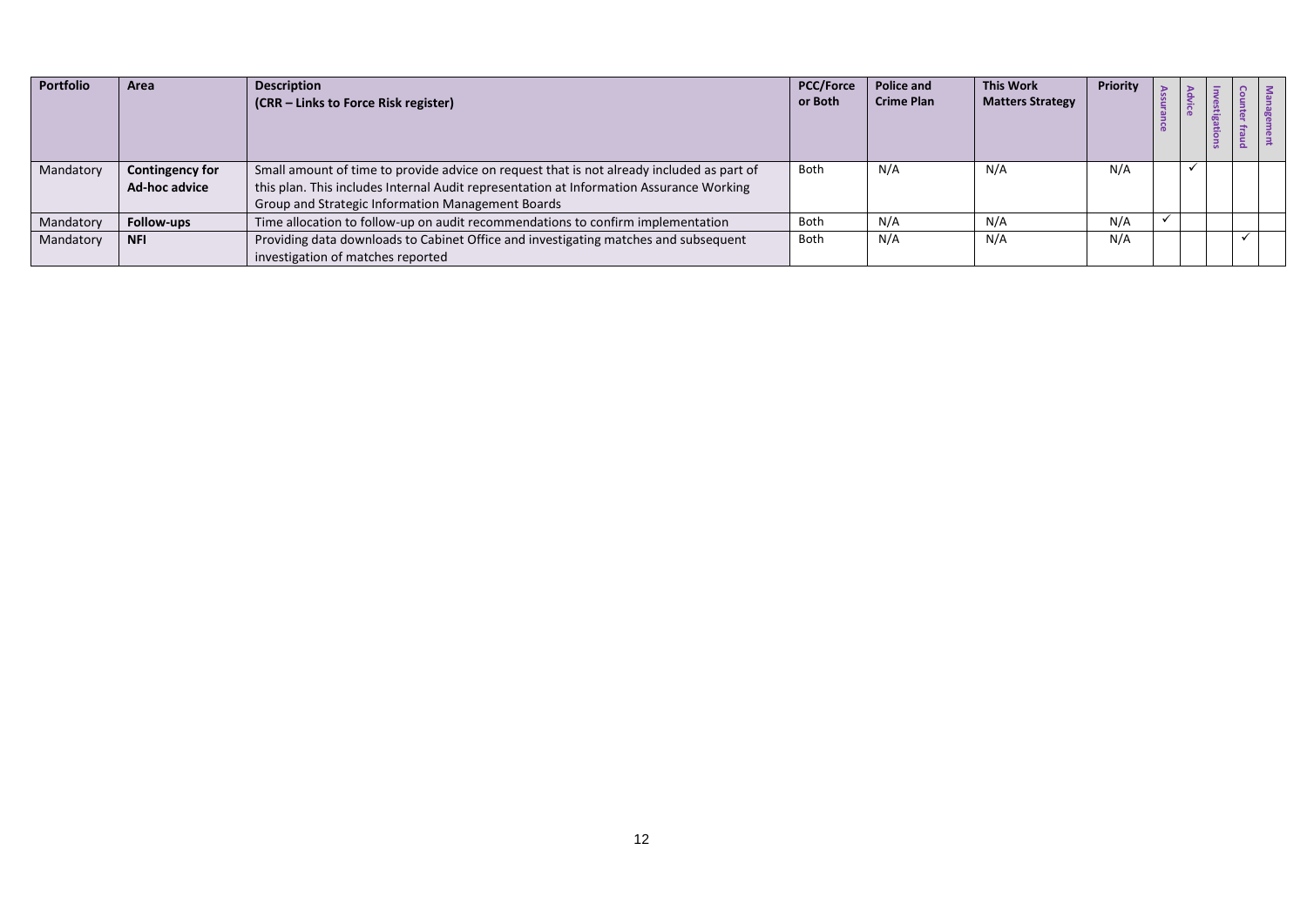| Portfolio | Area | Description (CRR – Links to Force Risk register) | PCC/Force or Both | Police and Crime Plan | This Work Matters Strategy | Priority | Assurance | Advice | Investigations | Counter fraud | Management |
|---|---|---|---|---|---|---|---|---|---|---|---|
| Mandatory | **Contingency for Ad-hoc advice** | Small amount of time to provide advice on request that is not already included as part of this plan. This includes Internal Audit representation at Information Assurance Working Group and Strategic Information Management Boards | Both | N/A | N/A | N/A | | ✓ | | | |
| Mandatory | **Follow-ups** | Time allocation to follow-up on audit recommendations to confirm implementation | Both | N/A | N/A | N/A | ✓ | | | | |
| Mandatory | **NFI** | Providing data downloads to Cabinet Office and investigating matches and subsequent investigation of matches reported | Both | N/A | N/A | N/A | | | | ✓ | |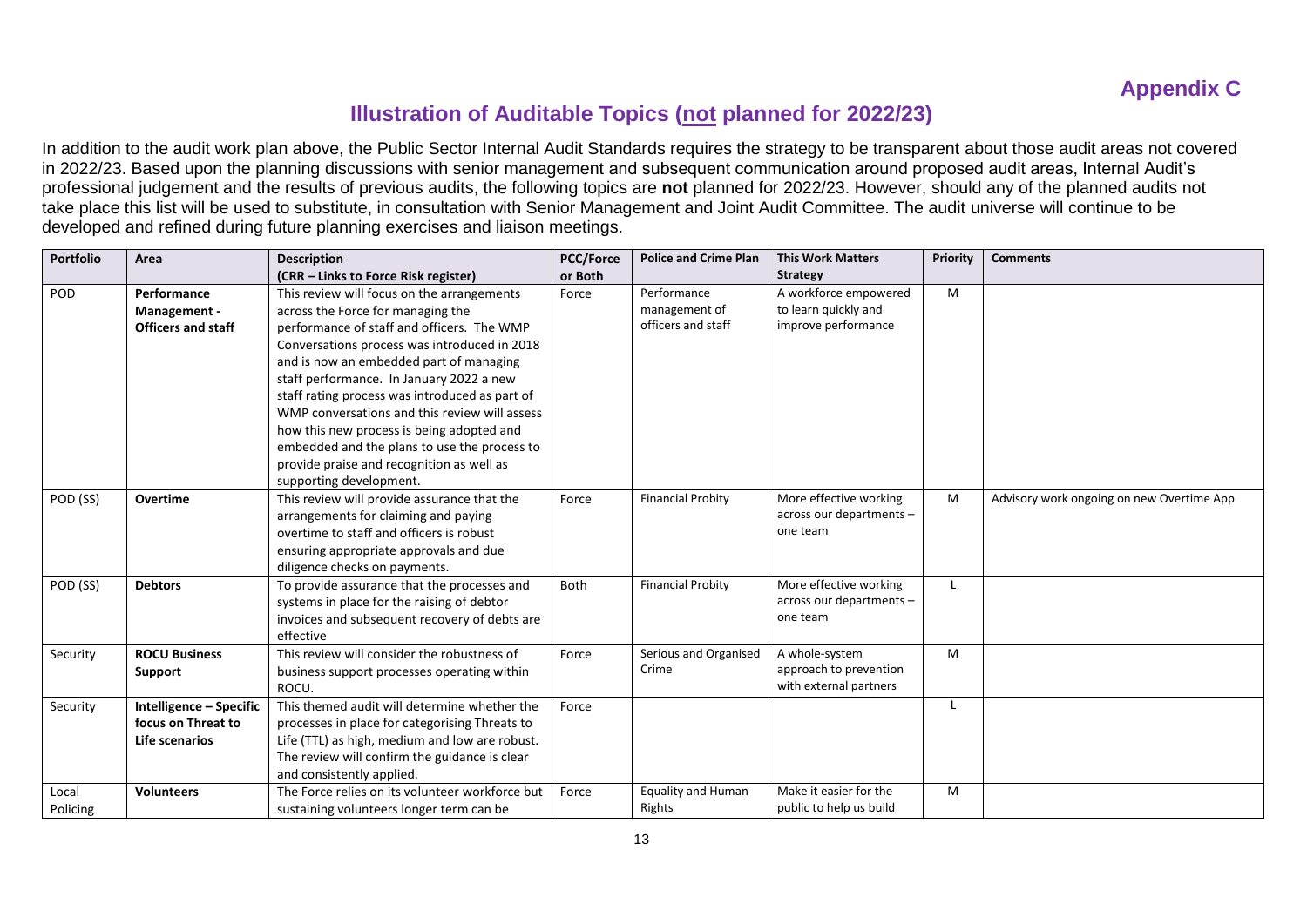## Appendix C

# Illustration of Auditable Topics (not planned for 2022/23)

In addition to the audit work plan above, the Public Sector Internal Audit Standards requires the strategy to be transparent about those audit areas not covered in 2022/23. Based upon the planning discussions with senior management and subsequent communication around proposed audit areas, Internal Audit's professional judgement and the results of previous audits, the following topics are **not** planned for 2022/23. However, should any of the planned audits not take place this list will be used to substitute, in consultation with Senior Management and Joint Audit Committee. The audit universe will continue to be developed and refined during future planning exercises and liaison meetings.

| Portfolio | Area | Description (CRR – Links to Force Risk register) | PCC/Force or Both | Police and Crime Plan | This Work Matters Strategy | Priority | Comments |
|---|---|---|---|---|---|---|---|
| POD | **Performance Management - Officers and staff** | This review will focus on the arrangements across the Force for managing the performance of staff and officers. The WMP Conversations process was introduced in 2018 and is now an embedded part of managing staff performance. In January 2022 a new staff rating process was introduced as part of WMP conversations and this review will assess how this new process is being adopted and embedded and the plans to use the process to provide praise and recognition as well as supporting development. | Force | Performance management of officers and staff | A workforce empowered to learn quickly and improve performance | M | |
| POD (SS) | **Overtime** | This review will provide assurance that the arrangements for claiming and paying overtime to staff and officers is robust ensuring appropriate approvals and due diligence checks on payments. | Force | Financial Probity | More effective working across our departments – one team | M | Advisory work ongoing on new Overtime App |
| POD (SS) | **Debtors** | To provide assurance that the processes and systems in place for the raising of debtor invoices and subsequent recovery of debts are effective | Both | Financial Probity | More effective working across our departments – one team | L | |
| Security | **ROCU Business Support** | This review will consider the robustness of business support processes operating within ROCU. | Force | Serious and Organised Crime | A whole-system approach to prevention with external partners | M | |
| Security | **Intelligence – Specific focus on Threat to Life scenarios** | This themed audit will determine whether the processes in place for categorising Threats to Life (TTL) as high, medium and low are robust. The review will confirm the guidance is clear and consistently applied. | Force | | | L | |
| Local Policing | **Volunteers** | The Force relies on its volunteer workforce but sustaining volunteers longer term can be | Force | Equality and Human Rights | Make it easier for the public to help us build | M | |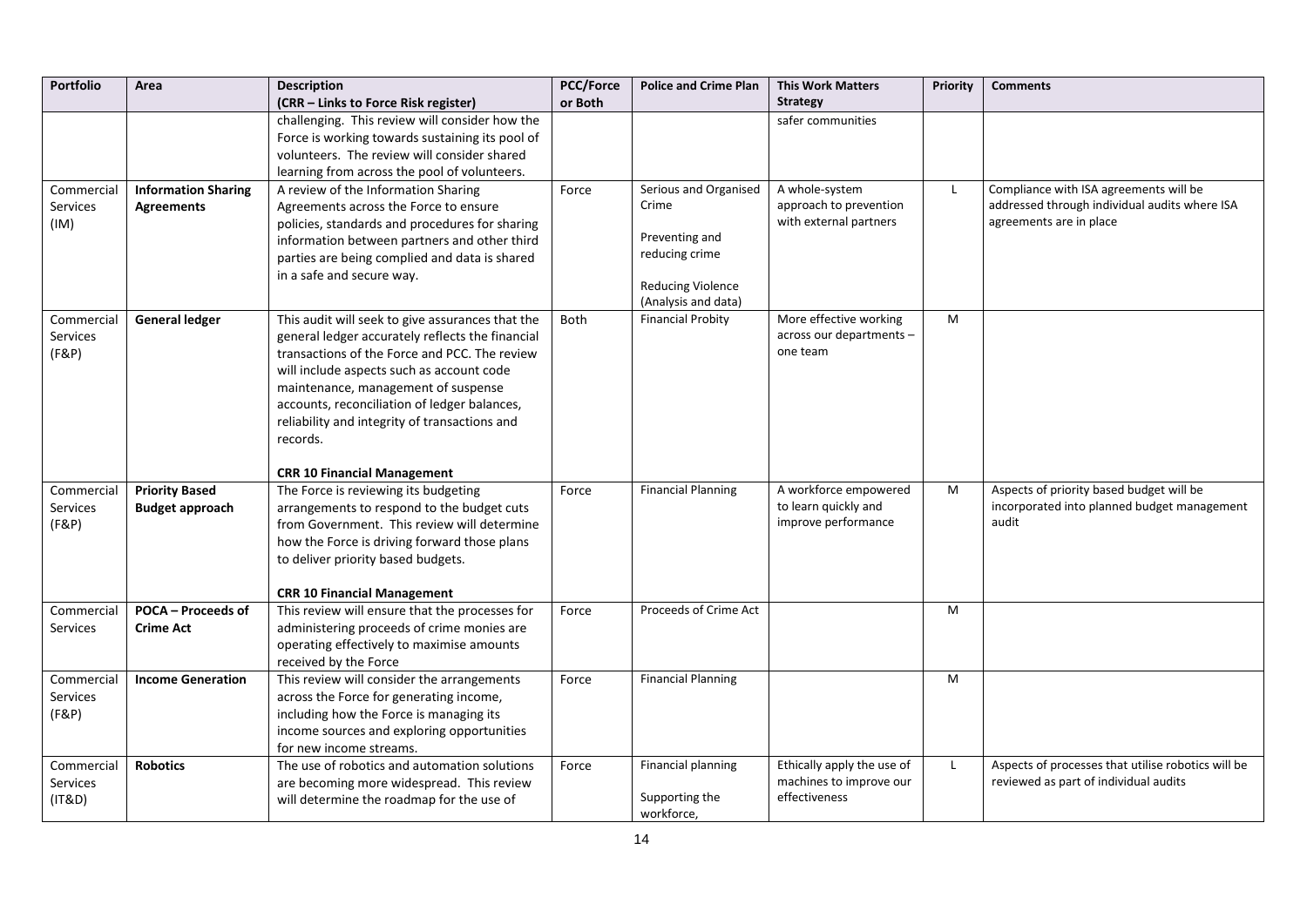| Portfolio | Area | Description (CRR – Links to Force Risk register) | PCC/Force or Both | Police and Crime Plan | This Work Matters Strategy | Priority | Comments |
|---|---|---|---|---|---|---|---|
| | | challenging. This review will consider how the Force is working towards sustaining its pool of volunteers. The review will consider shared learning from across the pool of volunteers. | | | safer communities | | |
| Commercial Services (IM) | **Information Sharing Agreements** | A review of the Information Sharing Agreements across the Force to ensure policies, standards and procedures for sharing information between partners and other third parties are being complied and data is shared in a safe and secure way. | Force | Serious and Organised Crime<br><br>Preventing and reducing crime<br><br>Reducing Violence (Analysis and data) | A whole-system approach to prevention with external partners | L | Compliance with ISA agreements will be addressed through individual audits where ISA agreements are in place |
| Commercial Services (F&P) | **General ledger** | This audit will seek to give assurances that the general ledger accurately reflects the financial transactions of the Force and PCC. The review will include aspects such as account code maintenance, management of suspense accounts, reconciliation of ledger balances, reliability and integrity of transactions and records.<br><br>**CRR 10 Financial Management** | Both | Financial Probity | More effective working across our departments – one team | M | |
| Commercial Services (F&P) | **Priority Based Budget approach** | The Force is reviewing its budgeting arrangements to respond to the budget cuts from Government. This review will determine how the Force is driving forward those plans to deliver priority based budgets.<br><br>**CRR 10 Financial Management** | Force | Financial Planning | A workforce empowered to learn quickly and improve performance | M | Aspects of priority based budget will be incorporated into planned budget management audit |
| Commercial Services | **POCA – Proceeds of Crime Act** | This review will ensure that the processes for administering proceeds of crime monies are operating effectively to maximise amounts received by the Force | Force | Proceeds of Crime Act | | M | |
| Commercial Services (F&P) | **Income Generation** | This review will consider the arrangements across the Force for generating income, including how the Force is managing its income sources and exploring opportunities for new income streams. | Force | Financial Planning | | M | |
| Commercial Services (IT&D) | **Robotics** | The use of robotics and automation solutions are becoming more widespread. This review will determine the roadmap for the use of | Force | Financial planning<br><br>Supporting the workforce, | Ethically apply the use of machines to improve our effectiveness | L | Aspects of processes that utilise robotics will be reviewed as part of individual audits |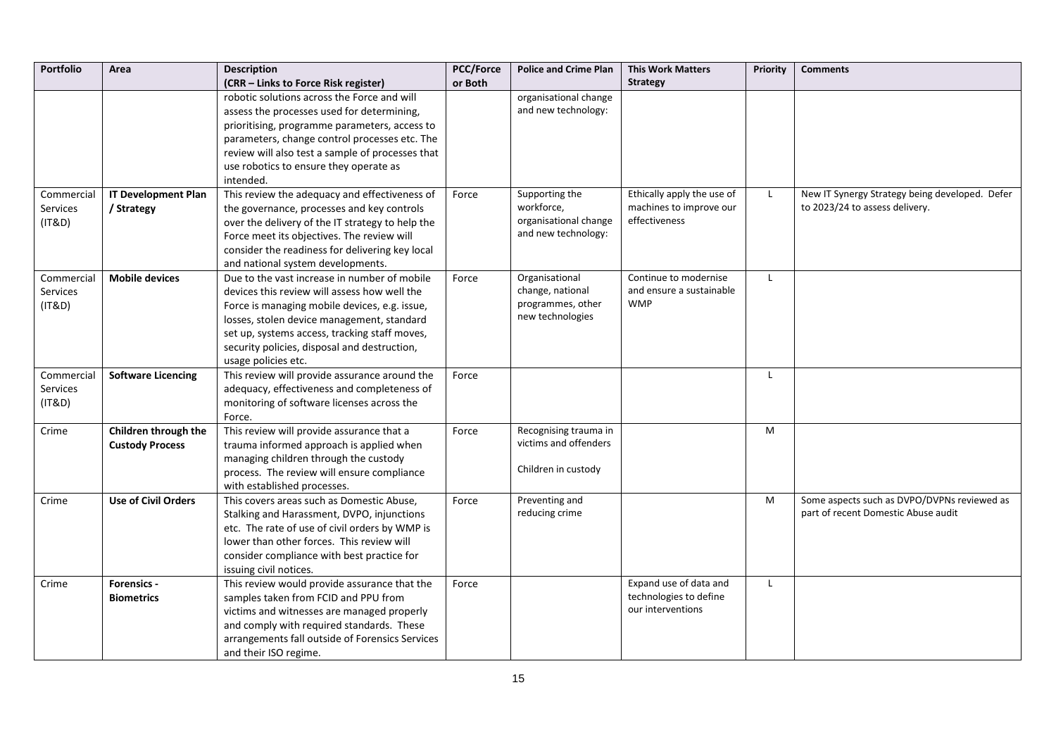| Portfolio | Area | Description (CRR – Links to Force Risk register) | PCC/Force or Both | Police and Crime Plan | This Work Matters Strategy | Priority | Comments |
|---|---|---|---|---|---|---|---|
| | | robotic solutions across the Force and will assess the processes used for determining, prioritising, programme parameters, access to parameters, change control processes etc. The review will also test a sample of processes that use robotics to ensure they operate as intended. | | organisational change and new technology: | | | |
| Commercial Services (IT&D) | **IT Development Plan / Strategy** | This review the adequacy and effectiveness of the governance, processes and key controls over the delivery of the IT strategy to help the Force meet its objectives. The review will consider the readiness for delivering key local and national system developments. | Force | Supporting the workforce, organisational change and new technology: | Ethically apply the use of machines to improve our effectiveness | L | New IT Synergy Strategy being developed. Defer to 2023/24 to assess delivery. |
| Commercial Services (IT&D) | **Mobile devices** | Due to the vast increase in number of mobile devices this review will assess how well the Force is managing mobile devices, e.g. issue, losses, stolen device management, standard set up, systems access, tracking staff moves, security policies, disposal and destruction, usage policies etc. | Force | Organisational change, national programmes, other new technologies | Continue to modernise and ensure a sustainable WMP | L | |
| Commercial Services (IT&D) | **Software Licencing** | This review will provide assurance around the adequacy, effectiveness and completeness of monitoring of software licenses across the Force. | Force | | | L | |
| Crime | **Children through the Custody Process** | This review will provide assurance that a trauma informed approach is applied when managing children through the custody process. The review will ensure compliance with established processes. | Force | Recognising trauma in victims and offenders<br><br>Children in custody | | M | |
| Crime | **Use of Civil Orders** | This covers areas such as Domestic Abuse, Stalking and Harassment, DVPO, injunctions etc. The rate of use of civil orders by WMP is lower than other forces. This review will consider compliance with best practice for issuing civil notices. | Force | Preventing and reducing crime | | M | Some aspects such as DVPO/DVPNs reviewed as part of recent Domestic Abuse audit |
| Crime | **Forensics - Biometrics** | This review would provide assurance that the samples taken from FCID and PPU from victims and witnesses are managed properly and comply with required standards. These arrangements fall outside of Forensics Services and their ISO regime. | Force | | Expand use of data and technologies to define our interventions | L | |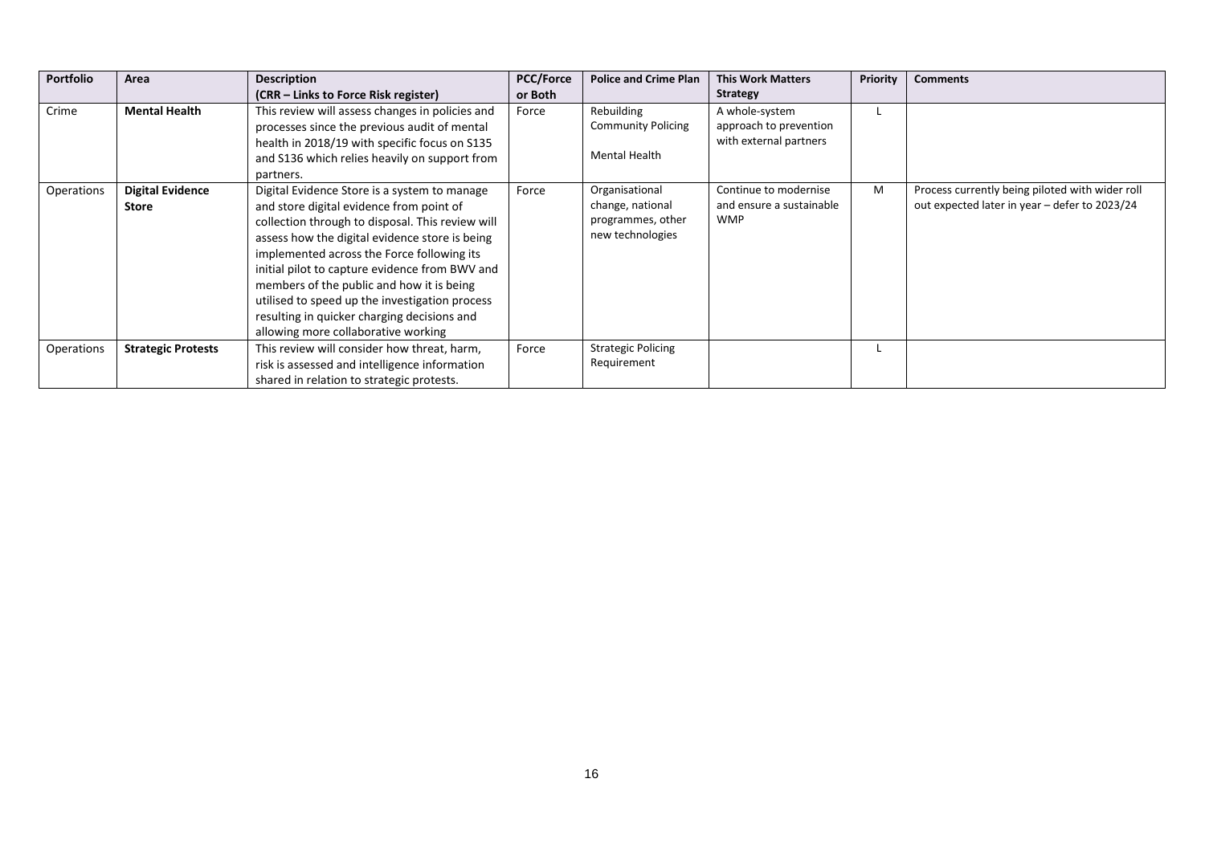| Portfolio | Area | Description<br>(CRR – Links to Force Risk register) | PCC/Force or Both | Police and Crime Plan | This Work Matters Strategy | Priority | Comments |
|---|---|---|---|---|---|---|---|
| Crime | **Mental Health** | This review will assess changes in policies and processes since the previous audit of mental health in 2018/19 with specific focus on S135 and S136 which relies heavily on support from partners. | Force | Rebuilding Community Policing<br><br>Mental Health | A whole-system approach to prevention with external partners | L | |
| Operations | **Digital Evidence Store** | Digital Evidence Store is a system to manage and store digital evidence from point of collection through to disposal. This review will assess how the digital evidence store is being implemented across the Force following its initial pilot to capture evidence from BWV and members of the public and how it is being utilised to speed up the investigation process resulting in quicker charging decisions and allowing more collaborative working | Force | Organisational change, national programmes, other new technologies | Continue to modernise and ensure a sustainable WMP | M | Process currently being piloted with wider roll out expected later in year – defer to 2023/24 |
| Operations | **Strategic Protests** | This review will consider how threat, harm, risk is assessed and intelligence information shared in relation to strategic protests. | Force | Strategic Policing Requirement | | L | |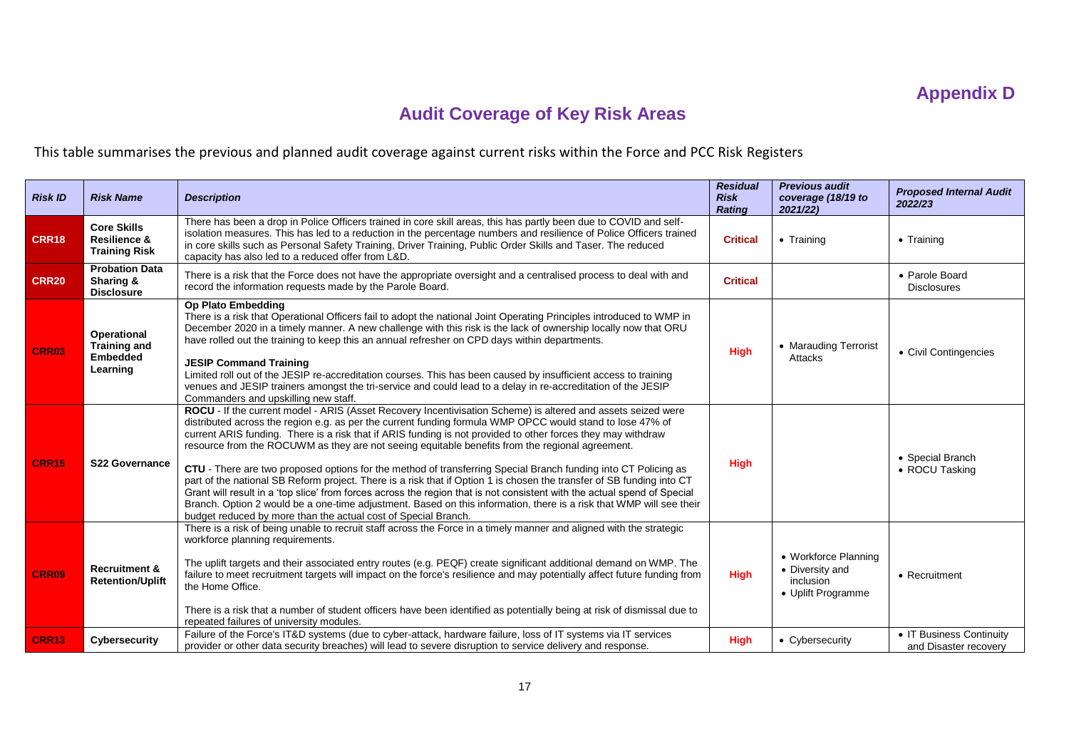**Appendix D**

# Audit Coverage of Key Risk Areas

This table summarises the previous and planned audit coverage against current risks within the Force and PCC Risk Registers

| *Risk ID* | *Risk Name* | *Description* | *Residual Risk Rating* | *Previous audit coverage (18/19 to 2021/22)* | *Proposed Internal Audit 2022/23* |
|---|---|---|---|---|---|
| **CRR18** | **Core Skills Resilience & Training Risk** | There has been a drop in Police Officers trained in core skill areas, this has partly been due to COVID and self-isolation measures. This has led to a reduction in the percentage numbers and resilience of Police Officers trained in core skills such as Personal Safety Training, Driver Training, Public Order Skills and Taser. The reduced capacity has also led to a reduced offer from L&D. | **Critical** | • Training | • Training |
| **CRR20** | **Probation Data Sharing & Disclosure** | There is a risk that the Force does not have the appropriate oversight and a centralised process to deal with and record the information requests made by the Parole Board. | **Critical** | | • Parole Board Disclosures |
| **CRR03** | **Operational Training and Embedded Learning** | **Op Plato Embedding**<br>There is a risk that Operational Officers fail to adopt the national Joint Operating Principles introduced to WMP in December 2020 in a timely manner. A new challenge with this risk is the lack of ownership locally now that ORU have rolled out the training to keep this an annual refresher on CPD days within departments.<br>**JESIP Command Training**<br>Limited roll out of the JESIP re-accreditation courses. This has been caused by insufficient access to training venues and JESIP trainers amongst the tri-service and could lead to a delay in re-accreditation of the JESIP Commanders and upskilling new staff. | **High** | • Marauding Terrorist Attacks | • Civil Contingencies |
| **CRR15** | **S22 Governance** | **ROCU** - If the current model - ARIS (Asset Recovery Incentivisation Scheme) is altered and assets seized were distributed across the region e.g. as per the current funding formula WMP OPCC would stand to lose 47% of current ARIS funding. There is a risk that if ARIS funding is not provided to other forces they may withdraw resource from the ROCUWM as they are not seeing equitable benefits from the regional agreement.<br>**CTU** - There are two proposed options for the method of transferring Special Branch funding into CT Policing as part of the national SB Reform project. There is a risk that if Option 1 is chosen the transfer of SB funding into CT Grant will result in a 'top slice' from forces across the region that is not consistent with the actual spend of Special Branch. Option 2 would be a one-time adjustment. Based on this information, there is a risk that WMP will see their budget reduced by more than the actual cost of Special Branch. | **High** | | • Special Branch<br>• ROCU Tasking |
| **CRR09** | **Recruitment & Retention/Uplift** | There is a risk of being unable to recruit staff across the Force in a timely manner and aligned with the strategic workforce planning requirements.<br>The uplift targets and their associated entry routes (e.g. PEQF) create significant additional demand on WMP. The failure to meet recruitment targets will impact on the force's resilience and may potentially affect future funding from the Home Office.<br>There is a risk that a number of student officers have been identified as potentially being at risk of dismissal due to repeated failures of university modules. | **High** | • Workforce Planning<br>• Diversity and inclusion<br>• Uplift Programme | • Recruitment |
| **CRR13** | **Cybersecurity** | Failure of the Force's IT&D systems (due to cyber-attack, hardware failure, loss of IT systems via IT services provider or other data security breaches) will lead to severe disruption to service delivery and response. | **High** | • Cybersecurity | • IT Business Continuity and Disaster recovery |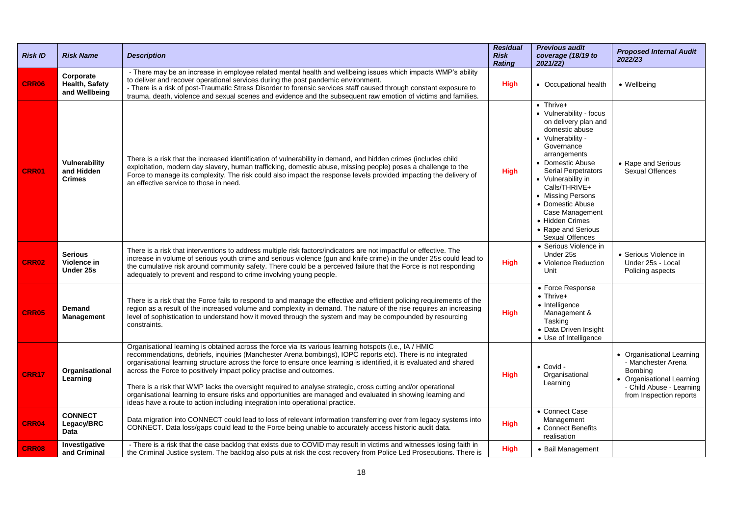| Risk ID | Risk Name | Description | Residual Risk Rating | Previous audit coverage (18/19 to 2021/22) | Proposed Internal Audit 2022/23 |
|---|---|---|---|---|---|
| CRR06 | Corporate Health, Safety and Wellbeing | - There may be an increase in employee related mental health and wellbeing issues which impacts WMP's ability to deliver and recover operational services during the post pandemic environment.<br>- There is a risk of post-Traumatic Stress Disorder to forensic services staff caused through constant exposure to trauma, death, violence and sexual scenes and evidence and the subsequent raw emotion of victims and families. | High | • Occupational health | • Wellbeing |
| CRR01 | Vulnerability and Hidden Crimes | There is a risk that the increased identification of vulnerability in demand, and hidden crimes (includes child exploitation, modern day slavery, human trafficking, domestic abuse, missing people) poses a challenge to the Force to manage its complexity. The risk could also impact the response levels provided impacting the delivery of an effective service to those in need. | High | • Thrive+<br>• Vulnerability - focus on delivery plan and domestic abuse<br>• Vulnerability - Governance arrangements<br>• Domestic Abuse Serial Perpetrators<br>• Vulnerability in Calls/THRIVE+<br>• Missing Persons<br>• Domestic Abuse Case Management<br>• Hidden Crimes<br>• Rape and Serious Sexual Offences | • Rape and Serious Sexual Offences |
| CRR02 | Serious Violence in Under 25s | There is a risk that interventions to address multiple risk factors/indicators are not impactful or effective. The increase in volume of serious youth crime and serious violence (gun and knife crime) in the under 25s could lead to the cumulative risk around community safety. There could be a perceived failure that the Force is not responding adequately to prevent and respond to crime involving young people. | High | • Serious Violence in Under 25s<br>• Violence Reduction Unit | • Serious Violence in Under 25s - Local Policing aspects |
| CRR05 | Demand Management | There is a risk that the Force fails to respond to and manage the effective and efficient policing requirements of the region as a result of the increased volume and complexity in demand. The nature of the rise requires an increasing level of sophistication to understand how it moved through the system and may be compounded by resourcing constraints. | High | • Force Response<br>• Thrive+<br>• Intelligence Management & Tasking<br>• Data Driven Insight<br>• Use of Intelligence | |
| CRR17 | Organisational Learning | Organisational learning is obtained across the force via its various learning hotspots (i.e., IA / HMIC recommendations, debriefs, inquiries (Manchester Arena bombings), IOPC reports etc). There is no integrated organisational learning structure across the force to ensure once learning is identified, it is evaluated and shared across the Force to positively impact policy practise and outcomes.<br><br>There is a risk that WMP lacks the oversight required to analyse strategic, cross cutting and/or operational organisational learning to ensure risks and opportunities are managed and evaluated in showing learning and ideas have a route to action including integration into operational practice. | High | • Covid - Organisational Learning | • Organisational Learning - Manchester Arena Bombing<br>• Organisational Learning - Child Abuse - Learning from Inspection reports |
| CRR04 | CONNECT Legacy/BRC Data | Data migration into CONNECT could lead to loss of relevant information transferring over from legacy systems into CONNECT. Data loss/gaps could lead to the Force being unable to accurately access historic audit data. | High | • Connect Case Management<br>• Connect Benefits realisation | |
| CRR08 | Investigative and Criminal | - There is a risk that the case backlog that exists due to COVID may result in victims and witnesses losing faith in the Criminal Justice system. The backlog also puts at risk the cost recovery from Police Led Prosecutions. There is | High | • Bail Management | |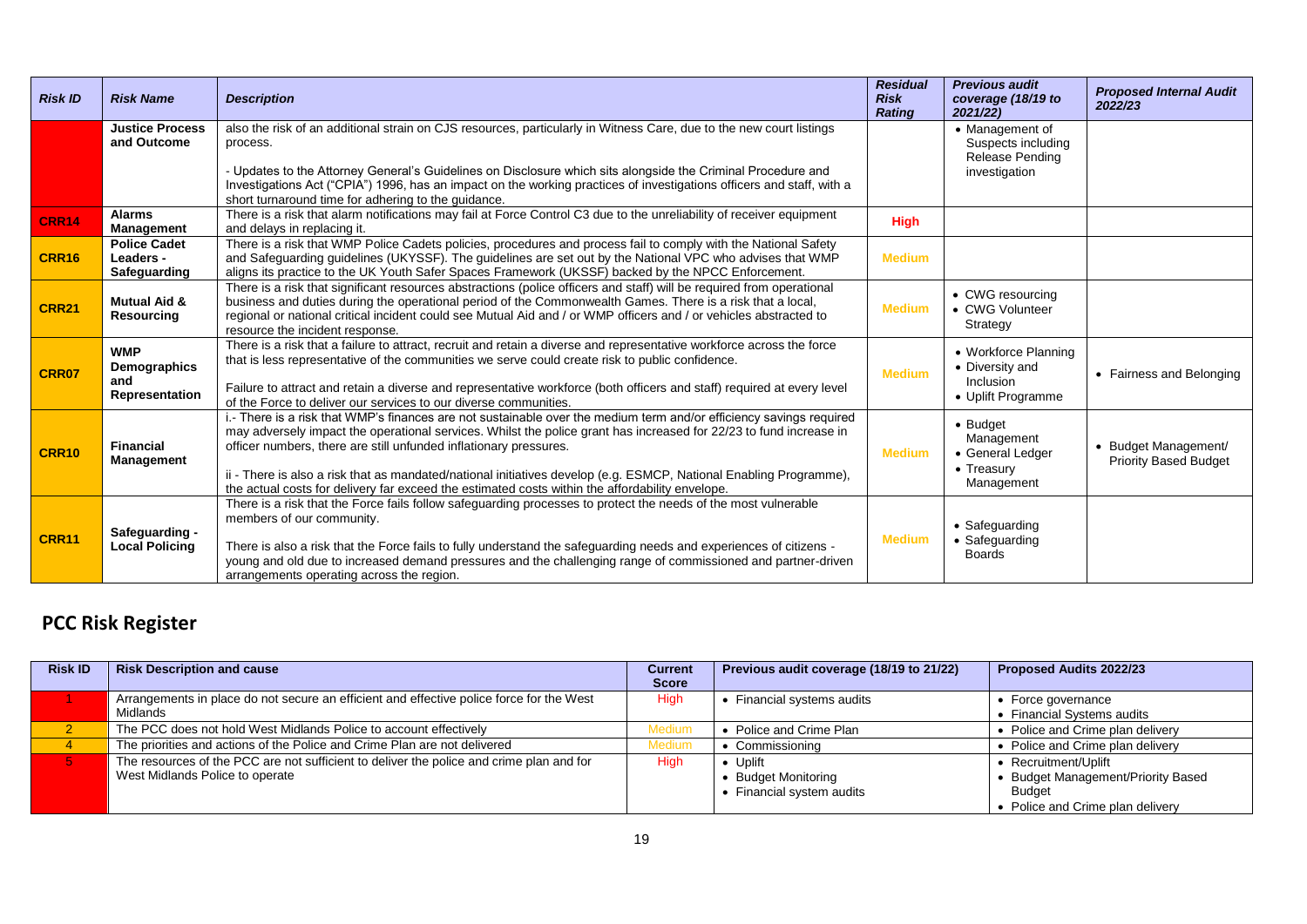| Risk ID | Risk Name | Description | Residual Risk Rating | Previous audit coverage (18/19 to 2021/22) | Proposed Internal Audit 2022/23 |
|---|---|---|---|---|---|
| | Justice Process and Outcome | also the risk of an additional strain on CJS resources, particularly in Witness Care, due to the new court listings process.<br><br>- Updates to the Attorney General's Guidelines on Disclosure which sits alongside the Criminal Procedure and Investigations Act ("CPIA") 1996, has an impact on the working practices of investigations officers and staff, with a short turnaround time for adhering to the guidance. | | • Management of Suspects including Release Pending investigation | |
| CRR14 | Alarms Management | There is a risk that alarm notifications may fail at Force Control C3 due to the unreliability of receiver equipment and delays in replacing it. | High | | |
| CRR16 | Police Cadet Leaders - Safeguarding | There is a risk that WMP Police Cadets policies, procedures and process fail to comply with the National Safety and Safeguarding guidelines (UKYSSF). The guidelines are set out by the National VPC who advises that WMP aligns its practice to the UK Youth Safer Spaces Framework (UKSSF) backed by the NPCC Enforcement. | Medium | | |
| CRR21 | Mutual Aid & Resourcing | There is a risk that significant resources abstractions (police officers and staff) will be required from operational business and duties during the operational period of the Commonwealth Games. There is a risk that a local, regional or national critical incident could see Mutual Aid and / or WMP officers and / or vehicles abstracted to resource the incident response. | Medium | • CWG resourcing<br>• CWG Volunteer Strategy | |
| CRR07 | WMP Demographics and Representation | There is a risk that a failure to attract, recruit and retain a diverse and representative workforce across the force that is less representative of the communities we serve could create risk to public confidence.<br><br>Failure to attract and retain a diverse and representative workforce (both officers and staff) required at every level of the Force to deliver our services to our diverse communities. | Medium | • Workforce Planning<br>• Diversity and Inclusion<br>• Uplift Programme | • Fairness and Belonging |
| CRR10 | Financial Management | i.- There is a risk that WMP's finances are not sustainable over the medium term and/or efficiency savings required may adversely impact the operational services. Whilst the police grant has increased for 22/23 to fund increase in officer numbers, there are still unfunded inflationary pressures.<br><br>ii - There is also a risk that as mandated/national initiatives develop (e.g. ESMCP, National Enabling Programme), the actual costs for delivery far exceed the estimated costs within the affordability envelope. | Medium | • Budget Management<br>• General Ledger<br>• Treasury Management | • Budget Management/ Priority Based Budget |
| CRR11 | Safeguarding - Local Policing | There is a risk that the Force fails follow safeguarding processes to protect the needs of the most vulnerable members of our community.<br><br>There is also a risk that the Force fails to fully understand the safeguarding needs and experiences of citizens - young and old due to increased demand pressures and the challenging range of commissioned and partner-driven arrangements operating across the region. | Medium | • Safeguarding<br>• Safeguarding Boards | |

## PCC Risk Register

| Risk ID | Risk Description and cause | Current Score | Previous audit coverage (18/19 to 21/22) | Proposed Audits 2022/23 |
|---|---|---|---|---|
| 1 | Arrangements in place do not secure an efficient and effective police force for the West Midlands | High | • Financial systems audits | • Force governance<br>• Financial Systems audits |
| 2 | The PCC does not hold West Midlands Police to account effectively | Medium | • Police and Crime Plan | • Police and Crime plan delivery |
| 4 | The priorities and actions of the Police and Crime Plan are not delivered | Medium | • Commissioning | • Police and Crime plan delivery |
| 5 | The resources of the PCC are not sufficient to deliver the police and crime plan and for West Midlands Police to operate | High | • Uplift<br>• Budget Monitoring<br>• Financial system audits | • Recruitment/Uplift<br>• Budget Management/Priority Based Budget<br>• Police and Crime plan delivery |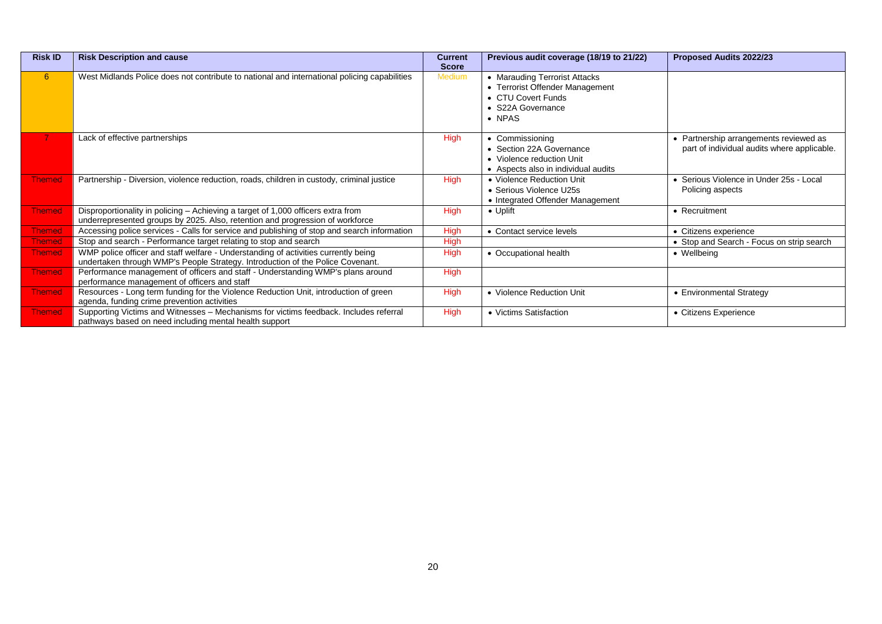| Risk ID | Risk Description and cause | Current Score | Previous audit coverage (18/19 to 21/22) | Proposed Audits 2022/23 |
|---|---|---|---|---|
| 6 | West Midlands Police does not contribute to national and international policing capabilities | Medium | • Marauding Terrorist Attacks<br>• Terrorist Offender Management<br>• CTU Covert Funds<br>• S22A Governance<br>• NPAS | |
| 7 | Lack of effective partnerships | High | • Commissioning<br>• Section 22A Governance<br>• Violence reduction Unit<br>• Aspects also in individual audits | • Partnership arrangements reviewed as part of individual audits where applicable. |
| Themed | Partnership - Diversion, violence reduction, roads, children in custody, criminal justice | High | • Violence Reduction Unit<br>• Serious Violence U25s<br>• Integrated Offender Management | • Serious Violence in Under 25s - Local Policing aspects |
| Themed | Disproportionality in policing – Achieving a target of 1,000 officers extra from underrepresented groups by 2025. Also, retention and progression of workforce | High | • Uplift | • Recruitment |
| Themed | Accessing police services - Calls for service and publishing of stop and search information | High | • Contact service levels | • Citizens experience |
| Themed | Stop and search - Performance target relating to stop and search | High | | • Stop and Search - Focus on strip search |
| Themed | WMP police officer and staff welfare - Understanding of activities currently being undertaken through WMP's People Strategy. Introduction of the Police Covenant. | High | • Occupational health | • Wellbeing |
| Themed | Performance management of officers and staff - Understanding WMP's plans around performance management of officers and staff | High | | |
| Themed | Resources - Long term funding for the Violence Reduction Unit, introduction of green agenda, funding crime prevention activities | High | • Violence Reduction Unit | • Environmental Strategy |
| Themed | Supporting Victims and Witnesses – Mechanisms for victims feedback. Includes referral pathways based on need including mental health support | High | • Victims Satisfaction | • Citizens Experience |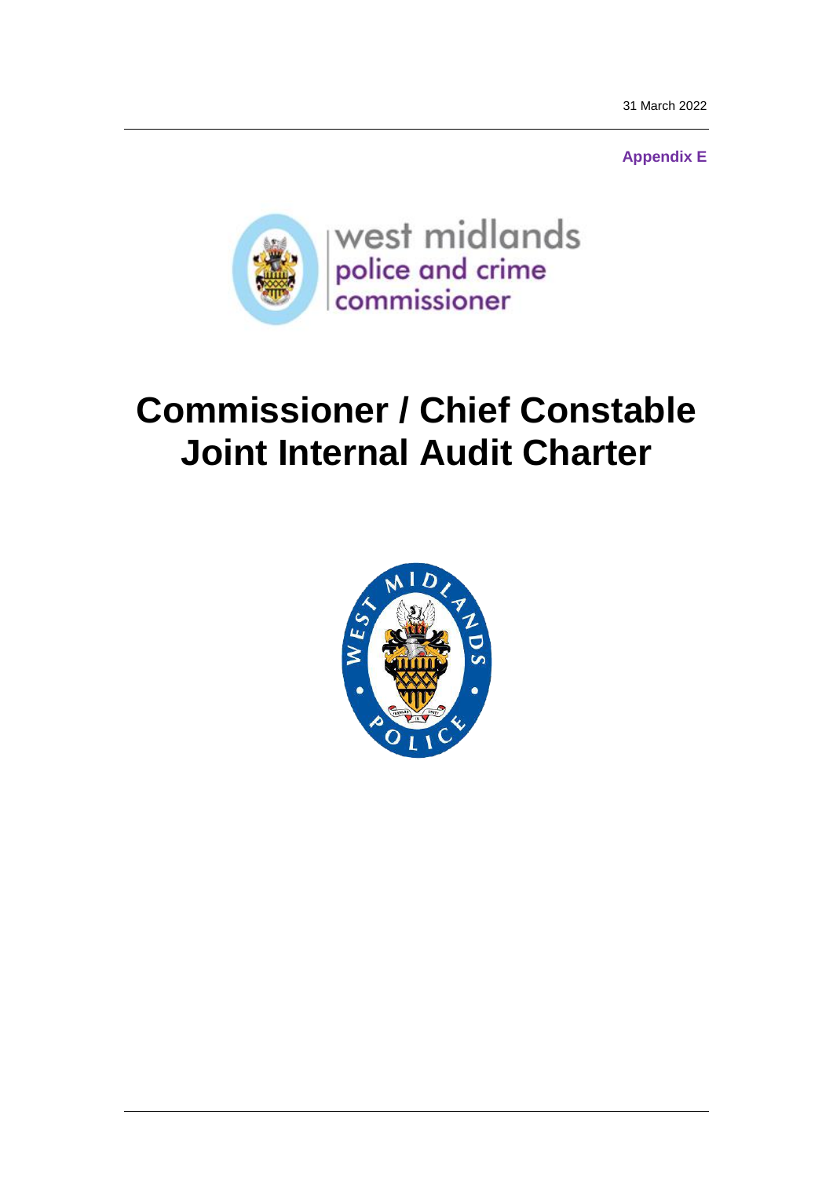31 March 2022

**Appendix E**

west midlands
police and crime
commissioner

# Commissioner / Chief Constable Joint Internal Audit Charter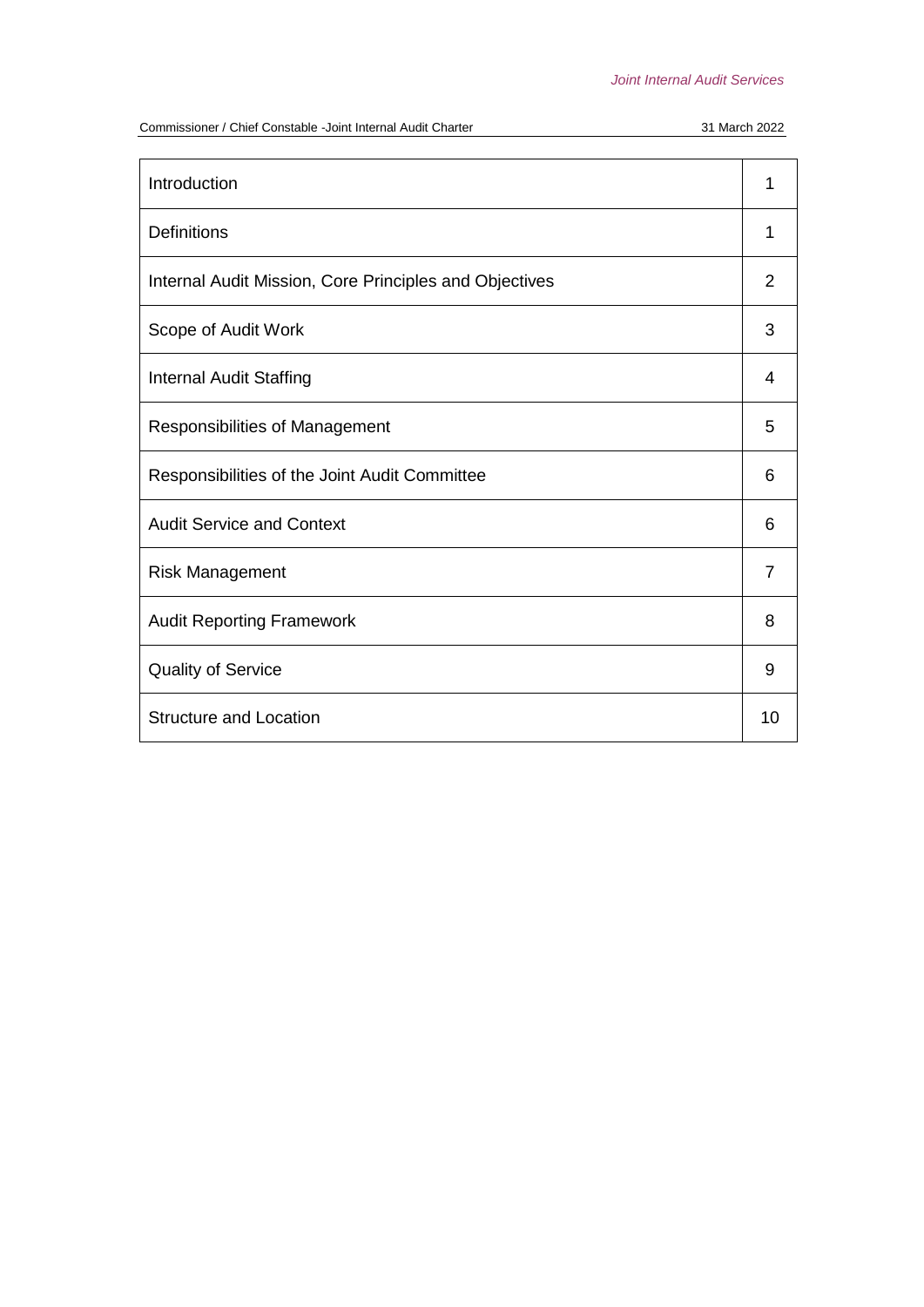| | |
|---|---|
| Introduction | 1 |
| Definitions | 1 |
| Internal Audit Mission, Core Principles and Objectives | 2 |
| Scope of Audit Work | 3 |
| Internal Audit Staffing | 4 |
| Responsibilities of Management | 5 |
| Responsibilities of the Joint Audit Committee | 6 |
| Audit Service and Context | 6 |
| Risk Management | 7 |
| Audit Reporting Framework | 8 |
| Quality of Service | 9 |
| Structure and Location | 10 |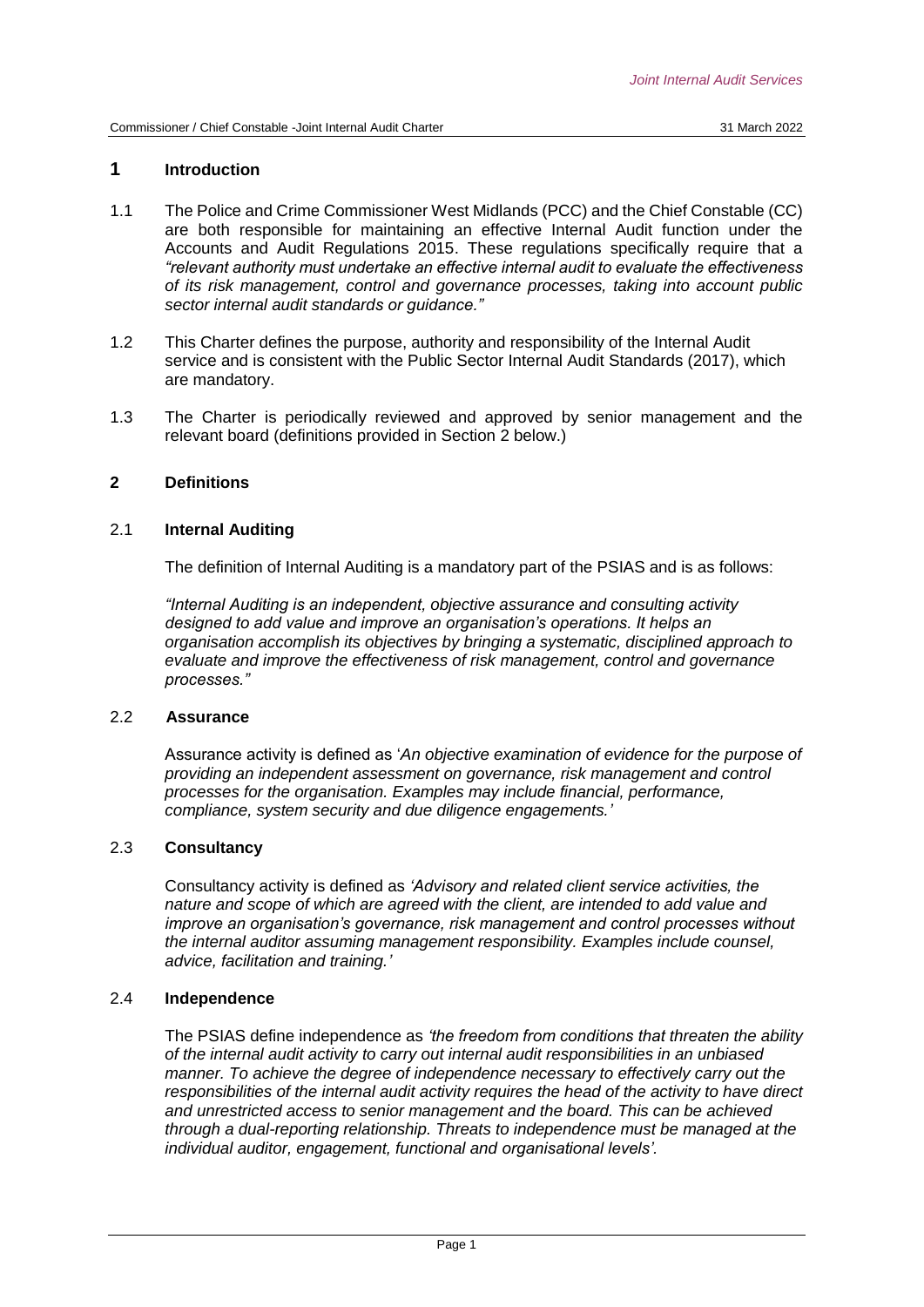## 1 Introduction

1.1 The Police and Crime Commissioner West Midlands (PCC) and the Chief Constable (CC) are both responsible for maintaining an effective Internal Audit function under the Accounts and Audit Regulations 2015. These regulations specifically require that a *"relevant authority must undertake an effective internal audit to evaluate the effectiveness of its risk management, control and governance processes, taking into account public sector internal audit standards or guidance."*

1.2 This Charter defines the purpose, authority and responsibility of the Internal Audit service and is consistent with the Public Sector Internal Audit Standards (2017), which are mandatory.

1.3 The Charter is periodically reviewed and approved by senior management and the relevant board (definitions provided in Section 2 below.)

## 2 Definitions

### 2.1 Internal Auditing

The definition of Internal Auditing is a mandatory part of the PSIAS and is as follows:

*"Internal Auditing is an independent, objective assurance and consulting activity designed to add value and improve an organisation's operations. It helps an organisation accomplish its objectives by bringing a systematic, disciplined approach to evaluate and improve the effectiveness of risk management, control and governance processes."*

### 2.2 Assurance

Assurance activity is defined as '*An objective examination of evidence for the purpose of providing an independent assessment on governance, risk management and control processes for the organisation. Examples may include financial, performance, compliance, system security and due diligence engagements.'*

### 2.3 Consultancy

Consultancy activity is defined as *'Advisory and related client service activities, the nature and scope of which are agreed with the client, are intended to add value and improve an organisation's governance, risk management and control processes without the internal auditor assuming management responsibility. Examples include counsel, advice, facilitation and training.'*

### 2.4 Independence

The PSIAS define independence as *'the freedom from conditions that threaten the ability of the internal audit activity to carry out internal audit responsibilities in an unbiased manner. To achieve the degree of independence necessary to effectively carry out the responsibilities of the internal audit activity requires the head of the activity to have direct and unrestricted access to senior management and the board. This can be achieved through a dual-reporting relationship. Threats to independence must be managed at the individual auditor, engagement, functional and organisational levels'.*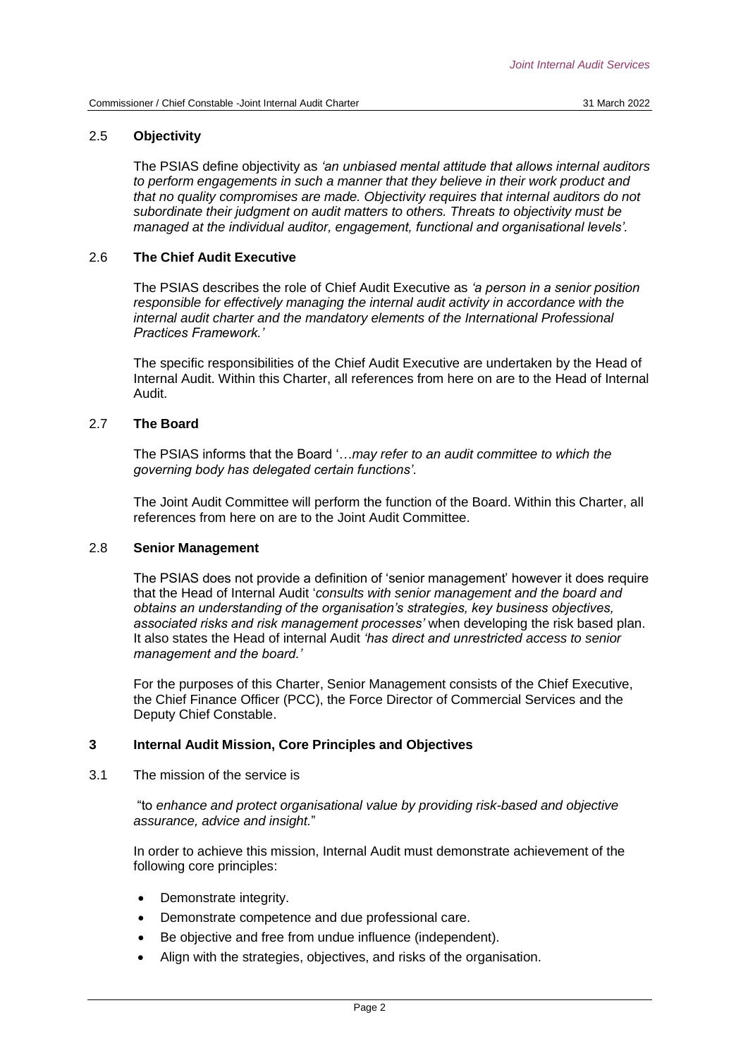### 2.5 **Objectivity**

The PSIAS define objectivity as *'an unbiased mental attitude that allows internal auditors to perform engagements in such a manner that they believe in their work product and that no quality compromises are made. Objectivity requires that internal auditors do not subordinate their judgment on audit matters to others. Threats to objectivity must be managed at the individual auditor, engagement, functional and organisational levels'.*

### 2.6 **The Chief Audit Executive**

The PSIAS describes the role of Chief Audit Executive as *'a person in a senior position responsible for effectively managing the internal audit activity in accordance with the internal audit charter and the mandatory elements of the International Professional Practices Framework.'*

The specific responsibilities of the Chief Audit Executive are undertaken by the Head of Internal Audit. Within this Charter, all references from here on are to the Head of Internal Audit.

### 2.7 **The Board**

The PSIAS informs that the Board '…*may refer to an audit committee to which the governing body has delegated certain functions'.*

The Joint Audit Committee will perform the function of the Board. Within this Charter, all references from here on are to the Joint Audit Committee.

### 2.8 **Senior Management**

The PSIAS does not provide a definition of 'senior management' however it does require that the Head of Internal Audit '*consults with senior management and the board and obtains an understanding of the organisation's strategies, key business objectives, associated risks and risk management processes'* when developing the risk based plan. It also states the Head of internal Audit *'has direct and unrestricted access to senior management and the board.'*

For the purposes of this Charter, Senior Management consists of the Chief Executive, the Chief Finance Officer (PCC), the Force Director of Commercial Services and the Deputy Chief Constable.

## **3 Internal Audit Mission, Core Principles and Objectives**

3.1 The mission of the service is

"to *enhance and protect organisational value by providing risk-based and objective assurance, advice and insight.*"

In order to achieve this mission, Internal Audit must demonstrate achievement of the following core principles:

- Demonstrate integrity.
- Demonstrate competence and due professional care.
- Be objective and free from undue influence (independent).
- Align with the strategies, objectives, and risks of the organisation.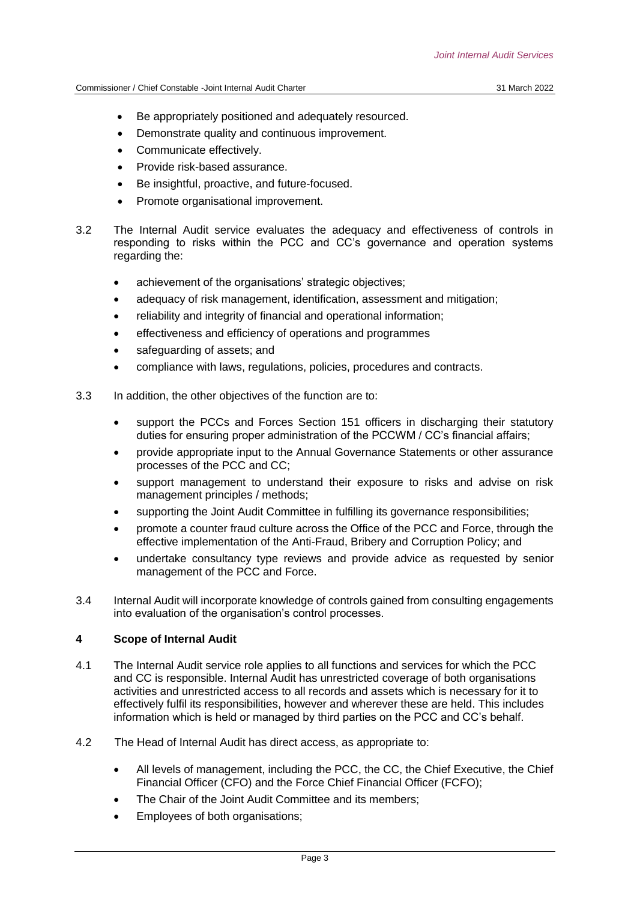- Be appropriately positioned and adequately resourced.
- Demonstrate quality and continuous improvement.
- Communicate effectively.
- Provide risk-based assurance.
- Be insightful, proactive, and future-focused.
- Promote organisational improvement.

3.2 The Internal Audit service evaluates the adequacy and effectiveness of controls in responding to risks within the PCC and CC's governance and operation systems regarding the:

- achievement of the organisations' strategic objectives;
- adequacy of risk management, identification, assessment and mitigation;
- reliability and integrity of financial and operational information;
- effectiveness and efficiency of operations and programmes
- safeguarding of assets; and
- compliance with laws, regulations, policies, procedures and contracts.

3.3 In addition, the other objectives of the function are to:

- support the PCCs and Forces Section 151 officers in discharging their statutory duties for ensuring proper administration of the PCCWM / CC's financial affairs;
- provide appropriate input to the Annual Governance Statements or other assurance processes of the PCC and CC;
- support management to understand their exposure to risks and advise on risk management principles / methods;
- supporting the Joint Audit Committee in fulfilling its governance responsibilities;
- promote a counter fraud culture across the Office of the PCC and Force, through the effective implementation of the Anti-Fraud, Bribery and Corruption Policy; and
- undertake consultancy type reviews and provide advice as requested by senior management of the PCC and Force.

3.4 Internal Audit will incorporate knowledge of controls gained from consulting engagements into evaluation of the organisation's control processes.

**4 Scope of Internal Audit**

4.1 The Internal Audit service role applies to all functions and services for which the PCC and CC is responsible. Internal Audit has unrestricted coverage of both organisations activities and unrestricted access to all records and assets which is necessary for it to effectively fulfil its responsibilities, however and wherever these are held. This includes information which is held or managed by third parties on the PCC and CC's behalf.

4.2 The Head of Internal Audit has direct access, as appropriate to:

- All levels of management, including the PCC, the CC, the Chief Executive, the Chief Financial Officer (CFO) and the Force Chief Financial Officer (FCFO);
- The Chair of the Joint Audit Committee and its members;
- Employees of both organisations;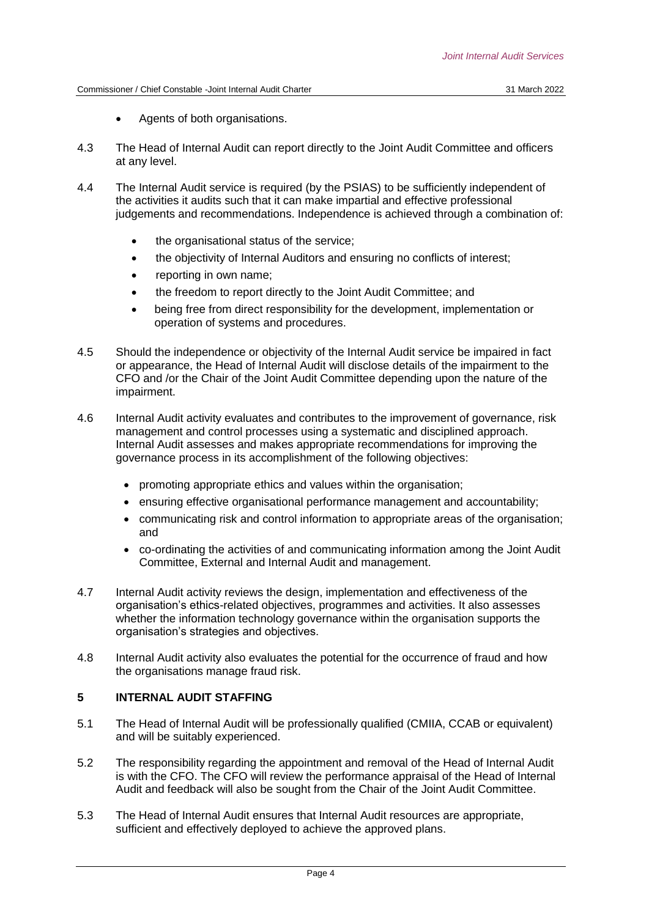- Agents of both organisations.

4.3 The Head of Internal Audit can report directly to the Joint Audit Committee and officers at any level.

4.4 The Internal Audit service is required (by the PSIAS) to be sufficiently independent of the activities it audits such that it can make impartial and effective professional judgements and recommendations. Independence is achieved through a combination of:

- the organisational status of the service;
- the objectivity of Internal Auditors and ensuring no conflicts of interest;
- reporting in own name;
- the freedom to report directly to the Joint Audit Committee; and
- being free from direct responsibility for the development, implementation or operation of systems and procedures.

4.5 Should the independence or objectivity of the Internal Audit service be impaired in fact or appearance, the Head of Internal Audit will disclose details of the impairment to the CFO and /or the Chair of the Joint Audit Committee depending upon the nature of the impairment.

4.6 Internal Audit activity evaluates and contributes to the improvement of governance, risk management and control processes using a systematic and disciplined approach. Internal Audit assesses and makes appropriate recommendations for improving the governance process in its accomplishment of the following objectives:

- promoting appropriate ethics and values within the organisation;
- ensuring effective organisational performance management and accountability;
- communicating risk and control information to appropriate areas of the organisation; and
- co-ordinating the activities of and communicating information among the Joint Audit Committee, External and Internal Audit and management.

4.7 Internal Audit activity reviews the design, implementation and effectiveness of the organisation's ethics-related objectives, programmes and activities. It also assesses whether the information technology governance within the organisation supports the organisation's strategies and objectives.

4.8 Internal Audit activity also evaluates the potential for the occurrence of fraud and how the organisations manage fraud risk.

## 5 INTERNAL AUDIT STAFFING

5.1 The Head of Internal Audit will be professionally qualified (CMIIA, CCAB or equivalent) and will be suitably experienced.

5.2 The responsibility regarding the appointment and removal of the Head of Internal Audit is with the CFO. The CFO will review the performance appraisal of the Head of Internal Audit and feedback will also be sought from the Chair of the Joint Audit Committee.

5.3 The Head of Internal Audit ensures that Internal Audit resources are appropriate, sufficient and effectively deployed to achieve the approved plans.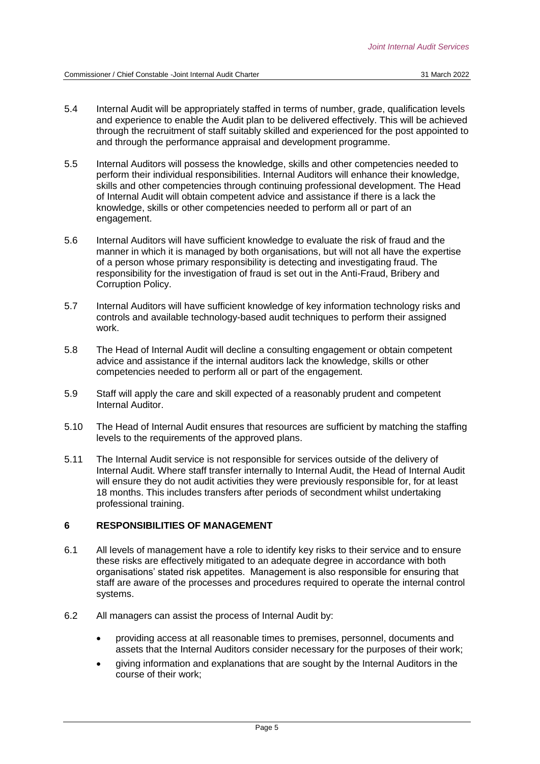5.4 Internal Audit will be appropriately staffed in terms of number, grade, qualification levels and experience to enable the Audit plan to be delivered effectively. This will be achieved through the recruitment of staff suitably skilled and experienced for the post appointed to and through the performance appraisal and development programme.

5.5 Internal Auditors will possess the knowledge, skills and other competencies needed to perform their individual responsibilities. Internal Auditors will enhance their knowledge, skills and other competencies through continuing professional development. The Head of Internal Audit will obtain competent advice and assistance if there is a lack the knowledge, skills or other competencies needed to perform all or part of an engagement.

5.6 Internal Auditors will have sufficient knowledge to evaluate the risk of fraud and the manner in which it is managed by both organisations, but will not all have the expertise of a person whose primary responsibility is detecting and investigating fraud. The responsibility for the investigation of fraud is set out in the Anti-Fraud, Bribery and Corruption Policy.

5.7 Internal Auditors will have sufficient knowledge of key information technology risks and controls and available technology-based audit techniques to perform their assigned work.

5.8 The Head of Internal Audit will decline a consulting engagement or obtain competent advice and assistance if the internal auditors lack the knowledge, skills or other competencies needed to perform all or part of the engagement.

5.9 Staff will apply the care and skill expected of a reasonably prudent and competent Internal Auditor.

5.10 The Head of Internal Audit ensures that resources are sufficient by matching the staffing levels to the requirements of the approved plans.

5.11 The Internal Audit service is not responsible for services outside of the delivery of Internal Audit. Where staff transfer internally to Internal Audit, the Head of Internal Audit will ensure they do not audit activities they were previously responsible for, for at least 18 months. This includes transfers after periods of secondment whilst undertaking professional training.

## 6 RESPONSIBILITIES OF MANAGEMENT

6.1 All levels of management have a role to identify key risks to their service and to ensure these risks are effectively mitigated to an adequate degree in accordance with both organisations' stated risk appetites. Management is also responsible for ensuring that staff are aware of the processes and procedures required to operate the internal control systems.

6.2 All managers can assist the process of Internal Audit by:

- providing access at all reasonable times to premises, personnel, documents and assets that the Internal Auditors consider necessary for the purposes of their work;
- giving information and explanations that are sought by the Internal Auditors in the course of their work;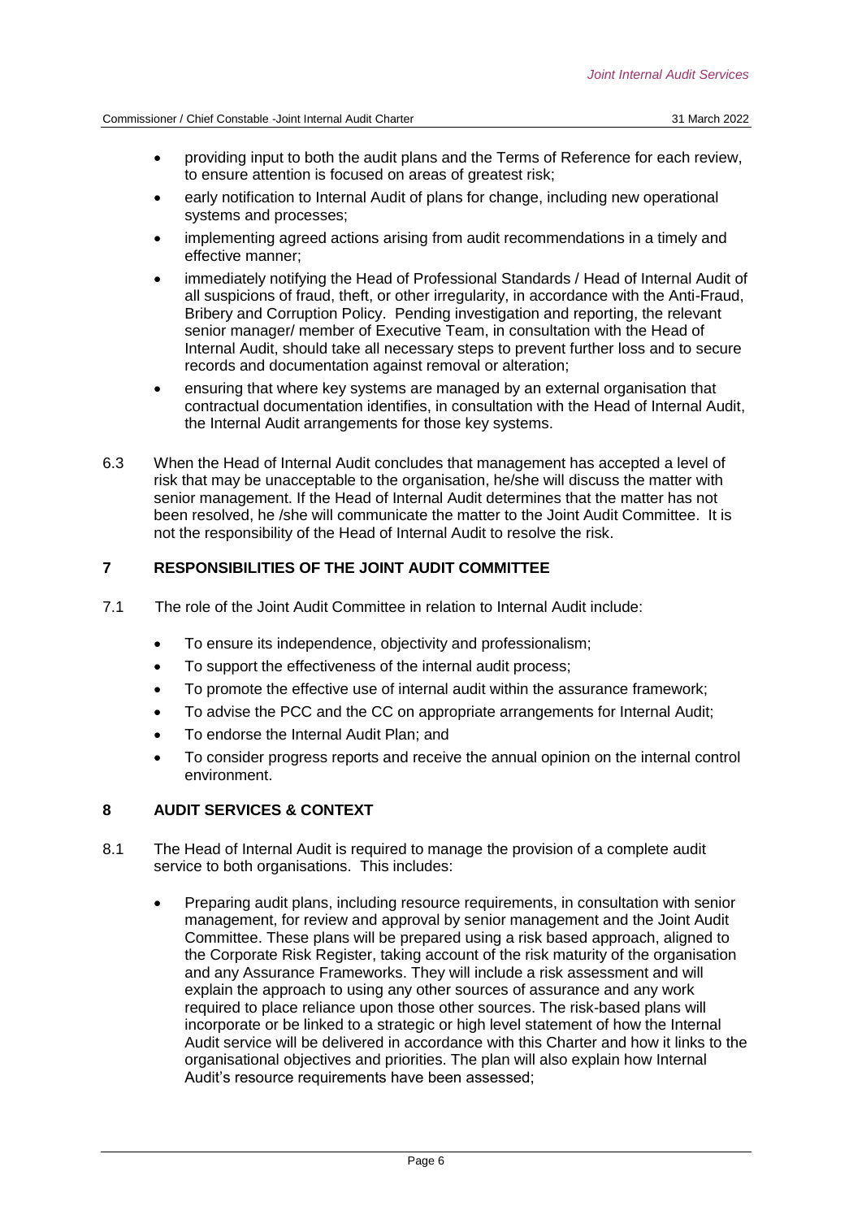- providing input to both the audit plans and the Terms of Reference for each review, to ensure attention is focused on areas of greatest risk;
- early notification to Internal Audit of plans for change, including new operational systems and processes;
- implementing agreed actions arising from audit recommendations in a timely and effective manner;
- immediately notifying the Head of Professional Standards / Head of Internal Audit of all suspicions of fraud, theft, or other irregularity, in accordance with the Anti-Fraud, Bribery and Corruption Policy. Pending investigation and reporting, the relevant senior manager/ member of Executive Team, in consultation with the Head of Internal Audit, should take all necessary steps to prevent further loss and to secure records and documentation against removal or alteration;
- ensuring that where key systems are managed by an external organisation that contractual documentation identifies, in consultation with the Head of Internal Audit, the Internal Audit arrangements for those key systems.

6.3 When the Head of Internal Audit concludes that management has accepted a level of risk that may be unacceptable to the organisation, he/she will discuss the matter with senior management. If the Head of Internal Audit determines that the matter has not been resolved, he /she will communicate the matter to the Joint Audit Committee. It is not the responsibility of the Head of Internal Audit to resolve the risk.

## 7 RESPONSIBILITIES OF THE JOINT AUDIT COMMITTEE

7.1 The role of the Joint Audit Committee in relation to Internal Audit include:

- To ensure its independence, objectivity and professionalism;
- To support the effectiveness of the internal audit process;
- To promote the effective use of internal audit within the assurance framework;
- To advise the PCC and the CC on appropriate arrangements for Internal Audit;
- To endorse the Internal Audit Plan; and
- To consider progress reports and receive the annual opinion on the internal control environment.

## 8 AUDIT SERVICES & CONTEXT

8.1 The Head of Internal Audit is required to manage the provision of a complete audit service to both organisations. This includes:

- Preparing audit plans, including resource requirements, in consultation with senior management, for review and approval by senior management and the Joint Audit Committee. These plans will be prepared using a risk based approach, aligned to the Corporate Risk Register, taking account of the risk maturity of the organisation and any Assurance Frameworks. They will include a risk assessment and will explain the approach to using any other sources of assurance and any work required to place reliance upon those other sources. The risk-based plans will incorporate or be linked to a strategic or high level statement of how the Internal Audit service will be delivered in accordance with this Charter and how it links to the organisational objectives and priorities. The plan will also explain how Internal Audit's resource requirements have been assessed;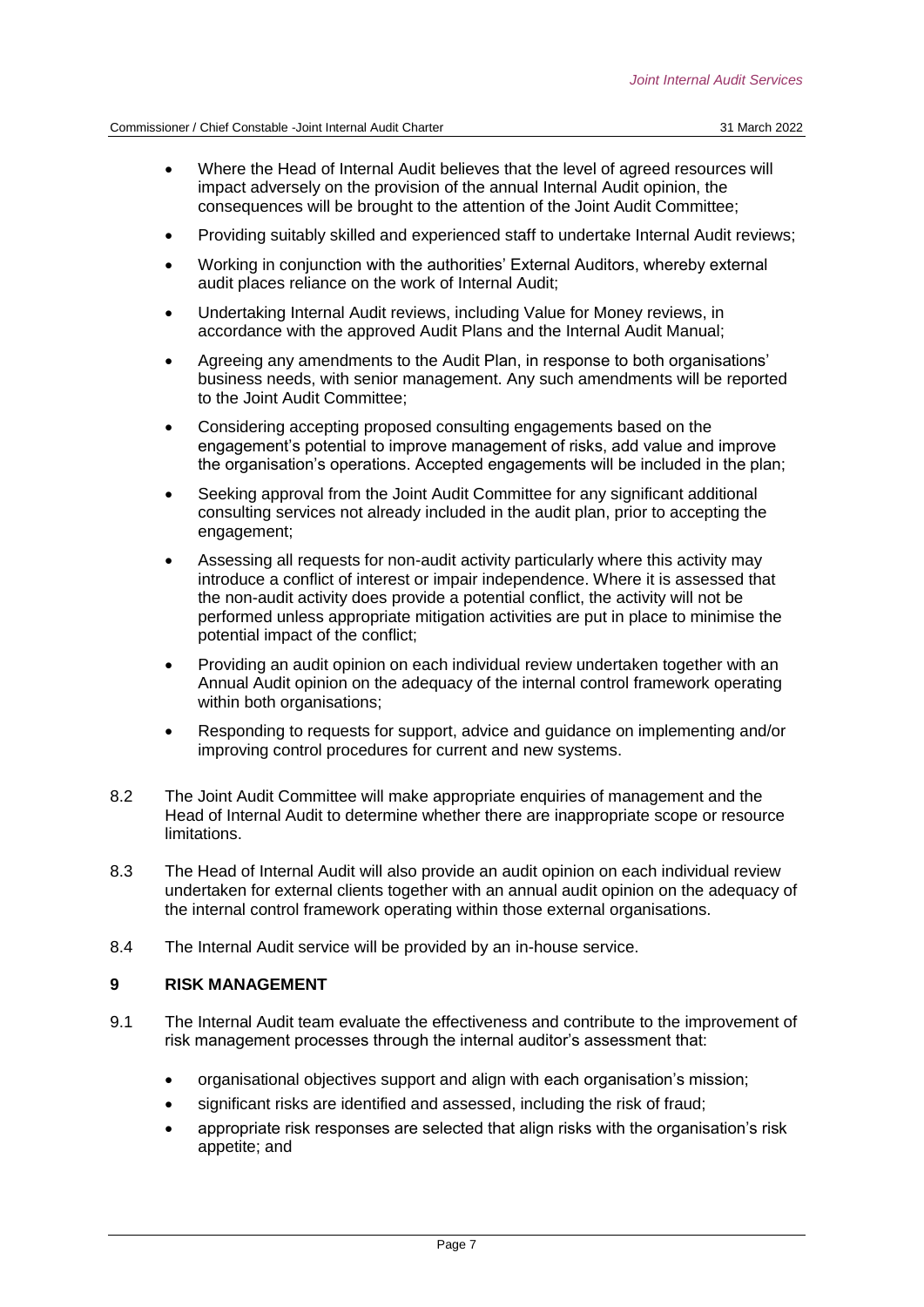- Where the Head of Internal Audit believes that the level of agreed resources will impact adversely on the provision of the annual Internal Audit opinion, the consequences will be brought to the attention of the Joint Audit Committee;
- Providing suitably skilled and experienced staff to undertake Internal Audit reviews;
- Working in conjunction with the authorities' External Auditors, whereby external audit places reliance on the work of Internal Audit;
- Undertaking Internal Audit reviews, including Value for Money reviews, in accordance with the approved Audit Plans and the Internal Audit Manual;
- Agreeing any amendments to the Audit Plan, in response to both organisations' business needs, with senior management. Any such amendments will be reported to the Joint Audit Committee;
- Considering accepting proposed consulting engagements based on the engagement's potential to improve management of risks, add value and improve the organisation's operations. Accepted engagements will be included in the plan;
- Seeking approval from the Joint Audit Committee for any significant additional consulting services not already included in the audit plan, prior to accepting the engagement;
- Assessing all requests for non-audit activity particularly where this activity may introduce a conflict of interest or impair independence. Where it is assessed that the non-audit activity does provide a potential conflict, the activity will not be performed unless appropriate mitigation activities are put in place to minimise the potential impact of the conflict;
- Providing an audit opinion on each individual review undertaken together with an Annual Audit opinion on the adequacy of the internal control framework operating within both organisations;
- Responding to requests for support, advice and guidance on implementing and/or improving control procedures for current and new systems.

8.2 The Joint Audit Committee will make appropriate enquiries of management and the Head of Internal Audit to determine whether there are inappropriate scope or resource limitations.

8.3 The Head of Internal Audit will also provide an audit opinion on each individual review undertaken for external clients together with an annual audit opinion on the adequacy of the internal control framework operating within those external organisations.

8.4 The Internal Audit service will be provided by an in-house service.

## 9 RISK MANAGEMENT

9.1 The Internal Audit team evaluate the effectiveness and contribute to the improvement of risk management processes through the internal auditor's assessment that:

- organisational objectives support and align with each organisation's mission;
- significant risks are identified and assessed, including the risk of fraud;
- appropriate risk responses are selected that align risks with the organisation's risk appetite; and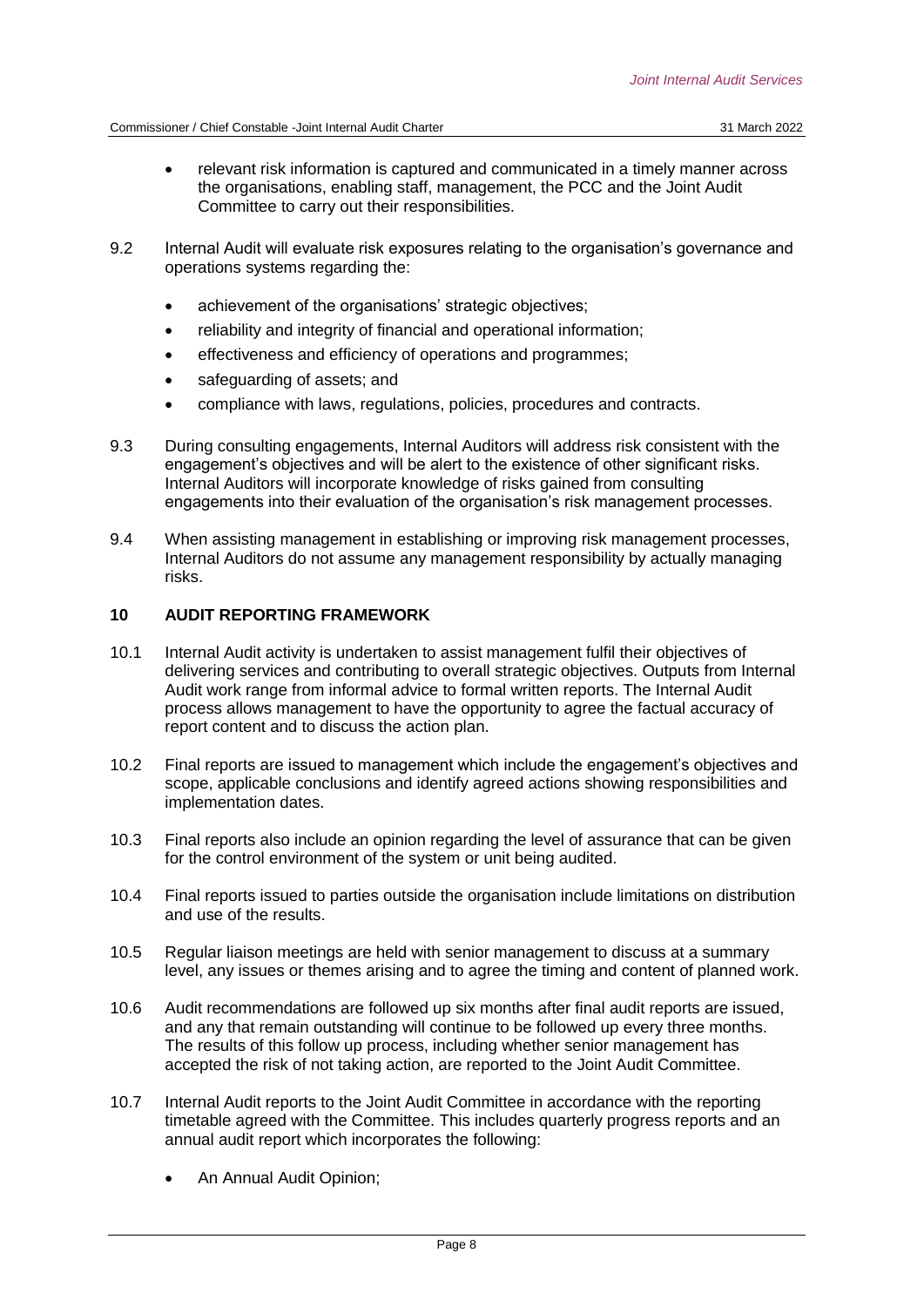- relevant risk information is captured and communicated in a timely manner across the organisations, enabling staff, management, the PCC and the Joint Audit Committee to carry out their responsibilities.

9.2 Internal Audit will evaluate risk exposures relating to the organisation's governance and operations systems regarding the:

- achievement of the organisations' strategic objectives;
- reliability and integrity of financial and operational information;
- effectiveness and efficiency of operations and programmes;
- safeguarding of assets; and
- compliance with laws, regulations, policies, procedures and contracts.

9.3 During consulting engagements, Internal Auditors will address risk consistent with the engagement's objectives and will be alert to the existence of other significant risks. Internal Auditors will incorporate knowledge of risks gained from consulting engagements into their evaluation of the organisation's risk management processes.

9.4 When assisting management in establishing or improving risk management processes, Internal Auditors do not assume any management responsibility by actually managing risks.

## 10 AUDIT REPORTING FRAMEWORK

10.1 Internal Audit activity is undertaken to assist management fulfil their objectives of delivering services and contributing to overall strategic objectives. Outputs from Internal Audit work range from informal advice to formal written reports. The Internal Audit process allows management to have the opportunity to agree the factual accuracy of report content and to discuss the action plan.

10.2 Final reports are issued to management which include the engagement's objectives and scope, applicable conclusions and identify agreed actions showing responsibilities and implementation dates.

10.3 Final reports also include an opinion regarding the level of assurance that can be given for the control environment of the system or unit being audited.

10.4 Final reports issued to parties outside the organisation include limitations on distribution and use of the results.

10.5 Regular liaison meetings are held with senior management to discuss at a summary level, any issues or themes arising and to agree the timing and content of planned work.

10.6 Audit recommendations are followed up six months after final audit reports are issued, and any that remain outstanding will continue to be followed up every three months. The results of this follow up process, including whether senior management has accepted the risk of not taking action, are reported to the Joint Audit Committee.

10.7 Internal Audit reports to the Joint Audit Committee in accordance with the reporting timetable agreed with the Committee. This includes quarterly progress reports and an annual audit report which incorporates the following:

- An Annual Audit Opinion;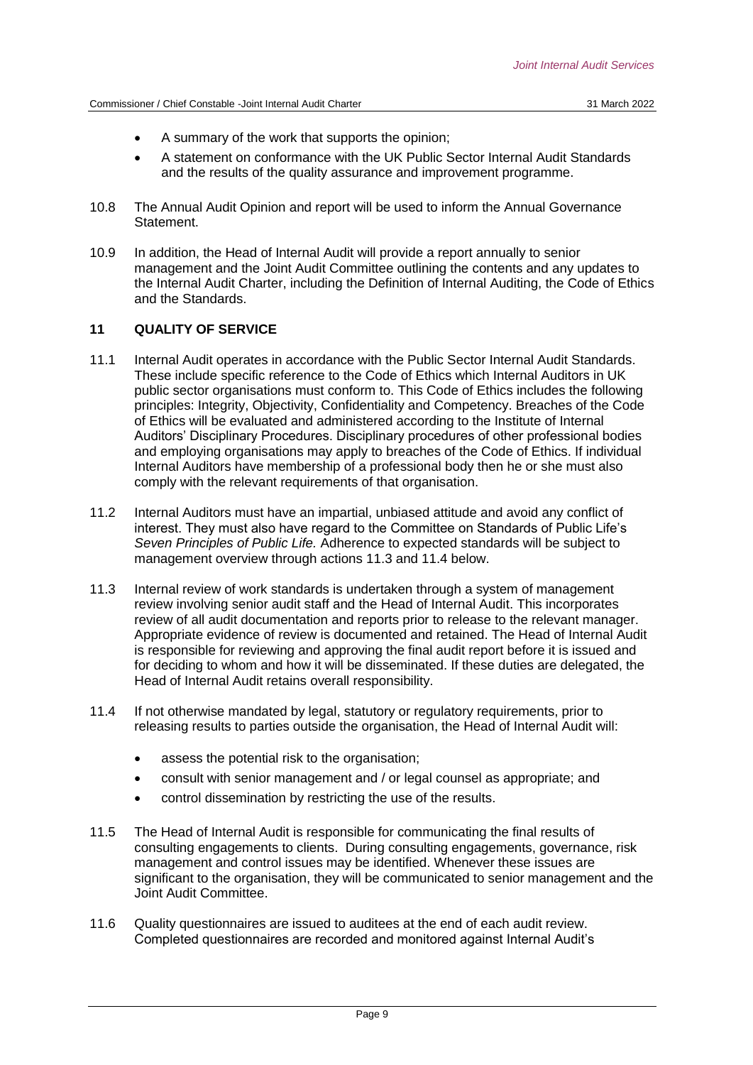- A summary of the work that supports the opinion;
- A statement on conformance with the UK Public Sector Internal Audit Standards and the results of the quality assurance and improvement programme.

10.8 The Annual Audit Opinion and report will be used to inform the Annual Governance Statement.

10.9 In addition, the Head of Internal Audit will provide a report annually to senior management and the Joint Audit Committee outlining the contents and any updates to the Internal Audit Charter, including the Definition of Internal Auditing, the Code of Ethics and the Standards.

## 11 QUALITY OF SERVICE

11.1 Internal Audit operates in accordance with the Public Sector Internal Audit Standards. These include specific reference to the Code of Ethics which Internal Auditors in UK public sector organisations must conform to. This Code of Ethics includes the following principles: Integrity, Objectivity, Confidentiality and Competency. Breaches of the Code of Ethics will be evaluated and administered according to the Institute of Internal Auditors' Disciplinary Procedures. Disciplinary procedures of other professional bodies and employing organisations may apply to breaches of the Code of Ethics. If individual Internal Auditors have membership of a professional body then he or she must also comply with the relevant requirements of that organisation.

11.2 Internal Auditors must have an impartial, unbiased attitude and avoid any conflict of interest. They must also have regard to the Committee on Standards of Public Life's *Seven Principles of Public Life.* Adherence to expected standards will be subject to management overview through actions 11.3 and 11.4 below.

11.3 Internal review of work standards is undertaken through a system of management review involving senior audit staff and the Head of Internal Audit. This incorporates review of all audit documentation and reports prior to release to the relevant manager. Appropriate evidence of review is documented and retained. The Head of Internal Audit is responsible for reviewing and approving the final audit report before it is issued and for deciding to whom and how it will be disseminated. If these duties are delegated, the Head of Internal Audit retains overall responsibility.

11.4 If not otherwise mandated by legal, statutory or regulatory requirements, prior to releasing results to parties outside the organisation, the Head of Internal Audit will:

- assess the potential risk to the organisation;
- consult with senior management and / or legal counsel as appropriate; and
- control dissemination by restricting the use of the results.

11.5 The Head of Internal Audit is responsible for communicating the final results of consulting engagements to clients. During consulting engagements, governance, risk management and control issues may be identified. Whenever these issues are significant to the organisation, they will be communicated to senior management and the Joint Audit Committee.

11.6 Quality questionnaires are issued to auditees at the end of each audit review. Completed questionnaires are recorded and monitored against Internal Audit's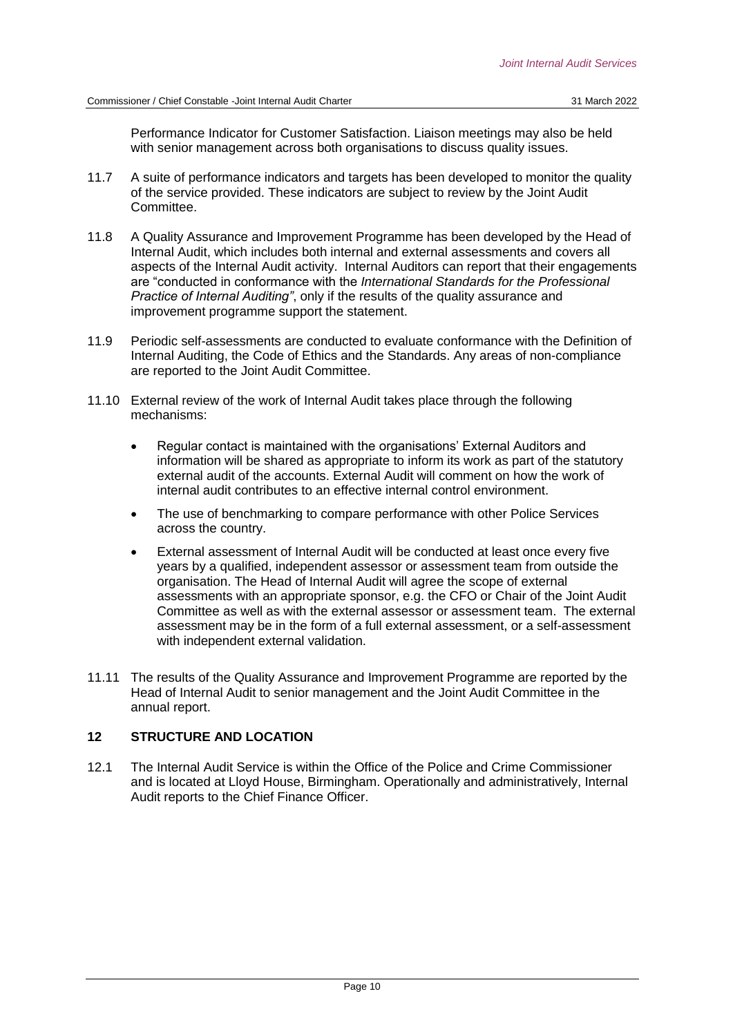Performance Indicator for Customer Satisfaction. Liaison meetings may also be held with senior management across both organisations to discuss quality issues.

11.7 A suite of performance indicators and targets has been developed to monitor the quality of the service provided. These indicators are subject to review by the Joint Audit Committee.

11.8 A Quality Assurance and Improvement Programme has been developed by the Head of Internal Audit, which includes both internal and external assessments and covers all aspects of the Internal Audit activity. Internal Auditors can report that their engagements are "conducted in conformance with the *International Standards for the Professional Practice of Internal Auditing"*, only if the results of the quality assurance and improvement programme support the statement.

11.9 Periodic self-assessments are conducted to evaluate conformance with the Definition of Internal Auditing, the Code of Ethics and the Standards. Any areas of non-compliance are reported to the Joint Audit Committee.

11.10 External review of the work of Internal Audit takes place through the following mechanisms:

- Regular contact is maintained with the organisations' External Auditors and information will be shared as appropriate to inform its work as part of the statutory external audit of the accounts. External Audit will comment on how the work of internal audit contributes to an effective internal control environment.
- The use of benchmarking to compare performance with other Police Services across the country.
- External assessment of Internal Audit will be conducted at least once every five years by a qualified, independent assessor or assessment team from outside the organisation. The Head of Internal Audit will agree the scope of external assessments with an appropriate sponsor, e.g. the CFO or Chair of the Joint Audit Committee as well as with the external assessor or assessment team. The external assessment may be in the form of a full external assessment, or a self-assessment with independent external validation.

11.11 The results of the Quality Assurance and Improvement Programme are reported by the Head of Internal Audit to senior management and the Joint Audit Committee in the annual report.

## 12 STRUCTURE AND LOCATION

12.1 The Internal Audit Service is within the Office of the Police and Crime Commissioner and is located at Lloyd House, Birmingham. Operationally and administratively, Internal Audit reports to the Chief Finance Officer.